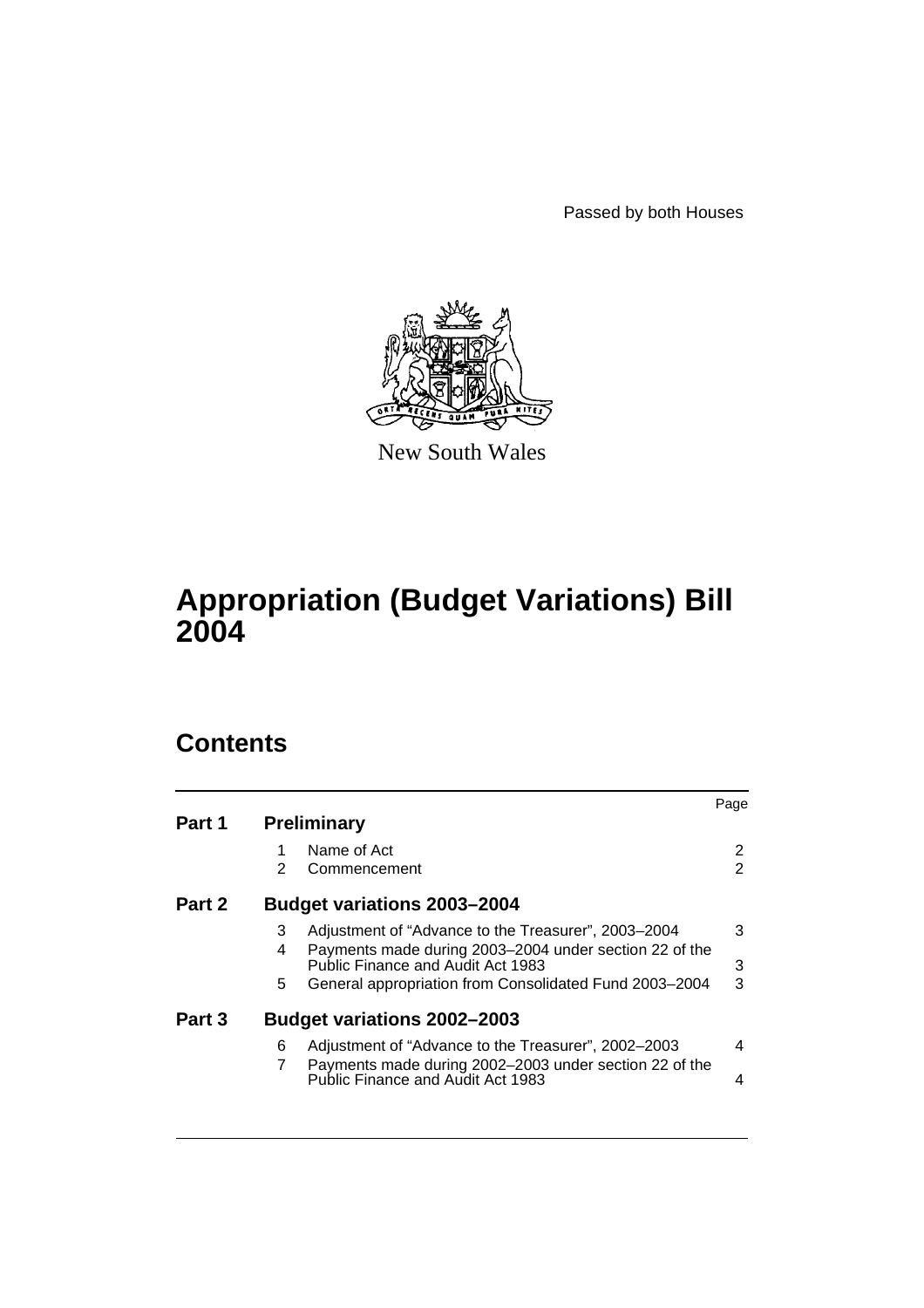Passed by both Houses

New South Wales

# Appropriation (Budget Variations) Bill 2004

## Contents

| | | | Page |
|---|---|---|---|
| **Part 1** | **Preliminary** | | |
| | 1 | Name of Act | 2 |
| | 2 | Commencement | 2 |
| **Part 2** | **Budget variations 2003–2004** | | |
| | 3 | Adjustment of "Advance to the Treasurer", 2003–2004 | 3 |
| | 4 | Payments made during 2003–2004 under section 22 of the Public Finance and Audit Act 1983 | 3 |
| | 5 | General appropriation from Consolidated Fund 2003–2004 | 3 |
| **Part 3** | **Budget variations 2002–2003** | | |
| | 6 | Adjustment of "Advance to the Treasurer", 2002–2003 | 4 |
| | 7 | Payments made during 2002–2003 under section 22 of the Public Finance and Audit Act 1983 | 4 |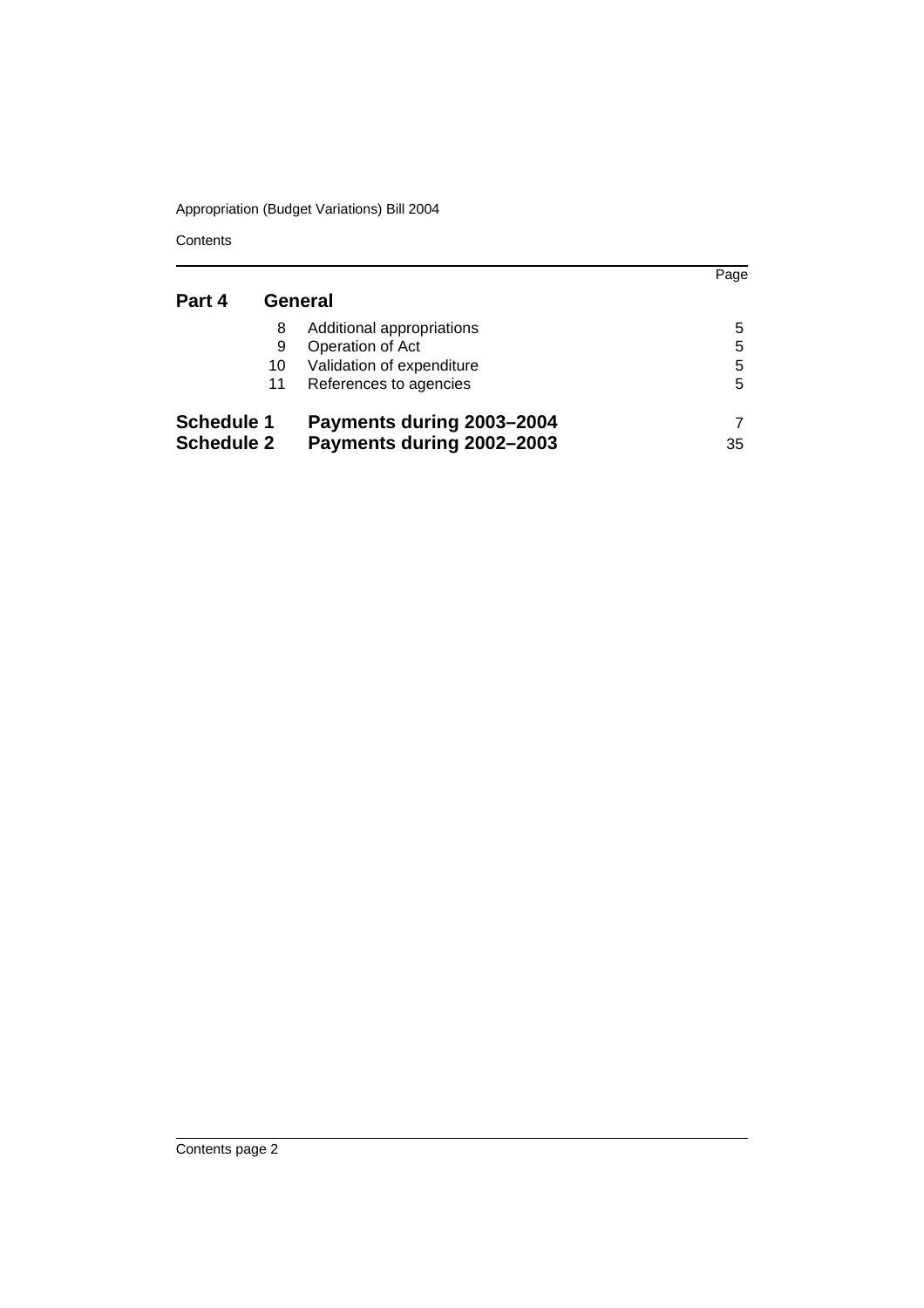| | | | Page |
|---|---|---|---|
| **Part 4** | | **General** | |
| | 8 | Additional appropriations | 5 |
| | 9 | Operation of Act | 5 |
| | 10 | Validation of expenditure | 5 |
| | 11 | References to agencies | 5 |
| **Schedule 1** | | **Payments during 2003–2004** | 7 |
| **Schedule 2** | | **Payments during 2002–2003** | 35 |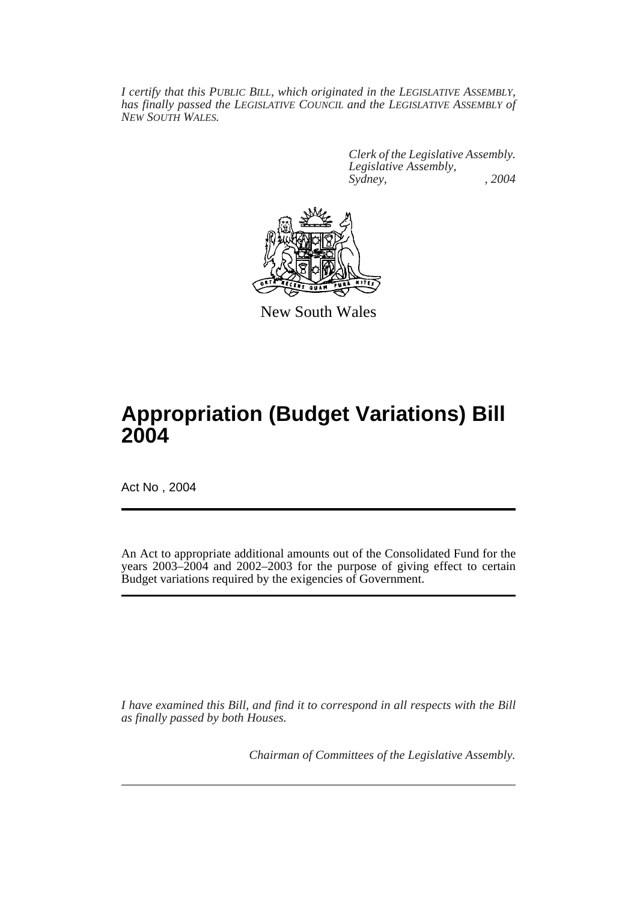*I certify that this PUBLIC BILL, which originated in the LEGISLATIVE ASSEMBLY, has finally passed the LEGISLATIVE COUNCIL and the LEGISLATIVE ASSEMBLY of NEW SOUTH WALES.*

*Clerk of the Legislative Assembly.*
*Legislative Assembly,*
*Sydney, , 2004*

New South Wales

# Appropriation (Budget Variations) Bill 2004

Act No , 2004

An Act to appropriate additional amounts out of the Consolidated Fund for the years 2003–2004 and 2002–2003 for the purpose of giving effect to certain Budget variations required by the exigencies of Government.

*I have examined this Bill, and find it to correspond in all respects with the Bill as finally passed by both Houses.*

*Chairman of Committees of the Legislative Assembly.*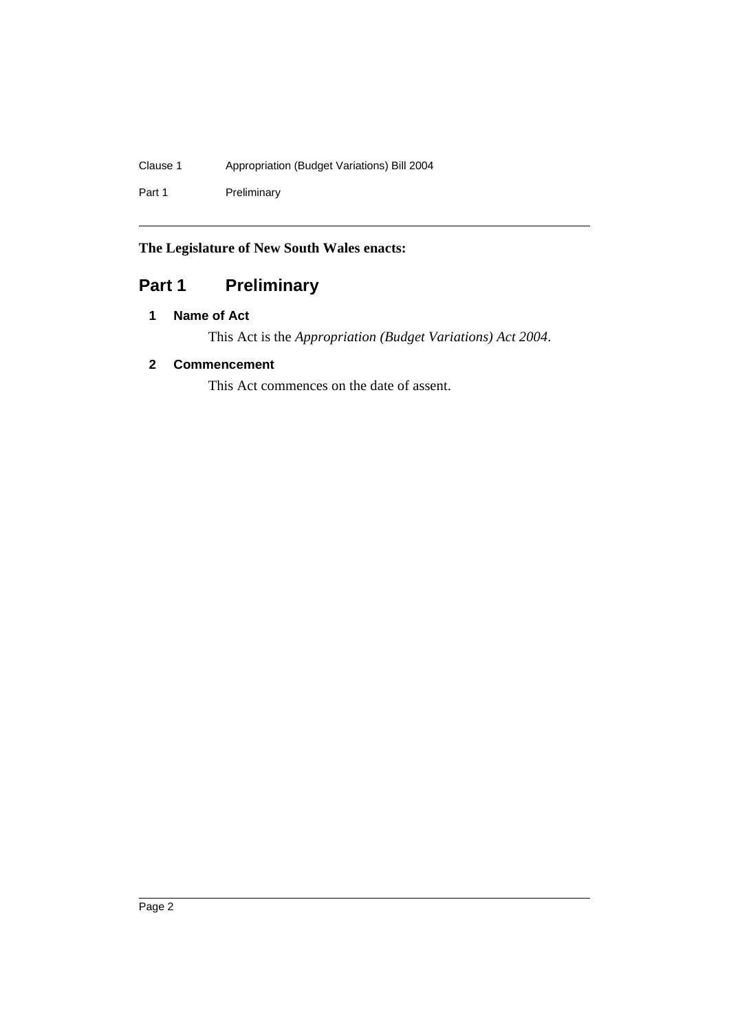**The Legislature of New South Wales enacts:**

# Part 1 Preliminary

## 1 Name of Act

This Act is the *Appropriation (Budget Variations) Act 2004*.

## 2 Commencement

This Act commences on the date of assent.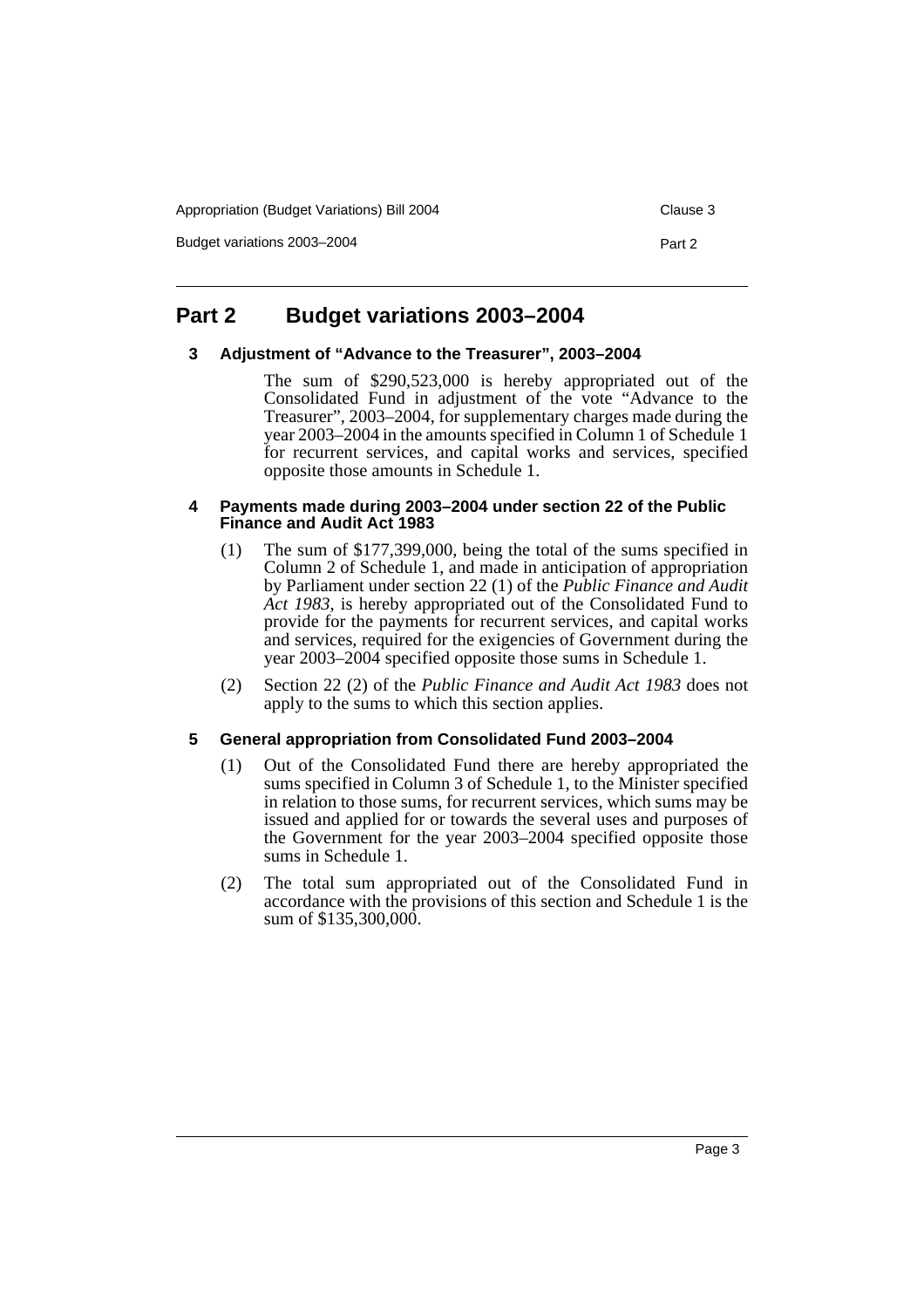# Part 2 Budget variations 2003–2004

### 3 Adjustment of "Advance to the Treasurer", 2003–2004

The sum of $290,523,000 is hereby appropriated out of the Consolidated Fund in adjustment of the vote "Advance to the Treasurer", 2003–2004, for supplementary charges made during the year 2003–2004 in the amounts specified in Column 1 of Schedule 1 for recurrent services, and capital works and services, specified opposite those amounts in Schedule 1.

### 4 Payments made during 2003–2004 under section 22 of the Public Finance and Audit Act 1983

(1) The sum of $177,399,000, being the total of the sums specified in Column 2 of Schedule 1, and made in anticipation of appropriation by Parliament under section 22 (1) of the *Public Finance and Audit Act 1983*, is hereby appropriated out of the Consolidated Fund to provide for the payments for recurrent services, and capital works and services, required for the exigencies of Government during the year 2003–2004 specified opposite those sums in Schedule 1.

(2) Section 22 (2) of the *Public Finance and Audit Act 1983* does not apply to the sums to which this section applies.

### 5 General appropriation from Consolidated Fund 2003–2004

(1) Out of the Consolidated Fund there are hereby appropriated the sums specified in Column 3 of Schedule 1, to the Minister specified in relation to those sums, for recurrent services, which sums may be issued and applied for or towards the several uses and purposes of the Government for the year 2003–2004 specified opposite those sums in Schedule 1.

(2) The total sum appropriated out of the Consolidated Fund in accordance with the provisions of this section and Schedule 1 is the sum of $135,300,000.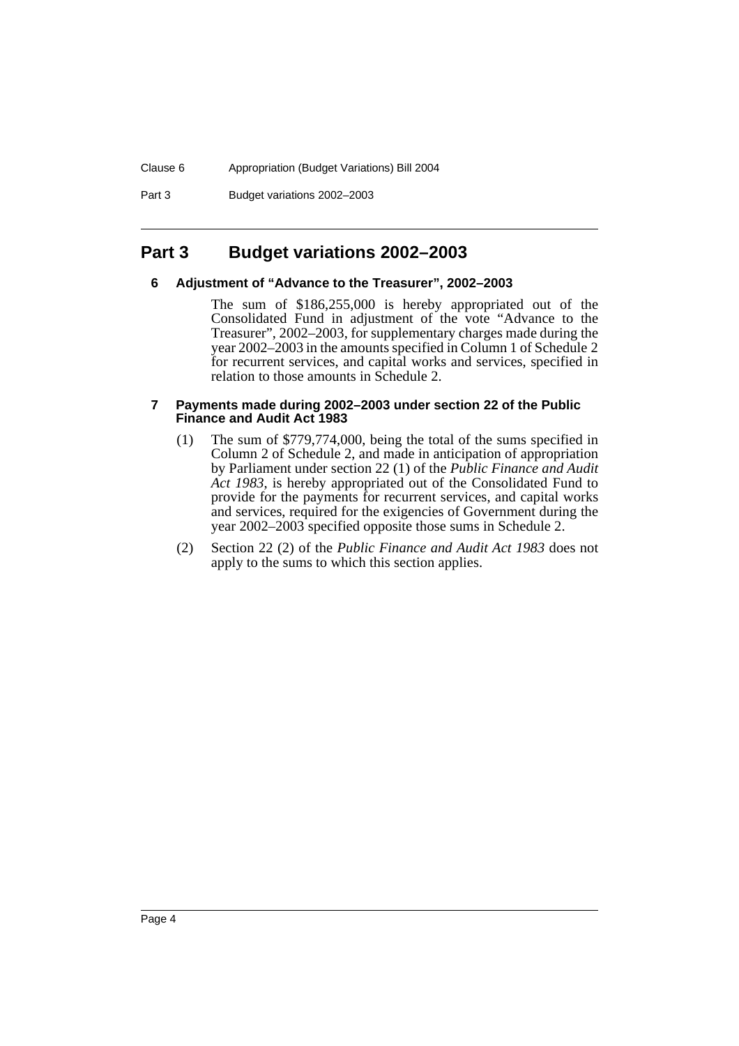# Part 3 Budget variations 2002–2003

### 6 Adjustment of "Advance to the Treasurer", 2002–2003

The sum of $186,255,000 is hereby appropriated out of the Consolidated Fund in adjustment of the vote "Advance to the Treasurer", 2002–2003, for supplementary charges made during the year 2002–2003 in the amounts specified in Column 1 of Schedule 2 for recurrent services, and capital works and services, specified in relation to those amounts in Schedule 2.

### 7 Payments made during 2002–2003 under section 22 of the Public Finance and Audit Act 1983

(1) The sum of $779,774,000, being the total of the sums specified in Column 2 of Schedule 2, and made in anticipation of appropriation by Parliament under section 22 (1) of the *Public Finance and Audit Act 1983*, is hereby appropriated out of the Consolidated Fund to provide for the payments for recurrent services, and capital works and services, required for the exigencies of Government during the year 2002–2003 specified opposite those sums in Schedule 2.

(2) Section 22 (2) of the *Public Finance and Audit Act 1983* does not apply to the sums to which this section applies.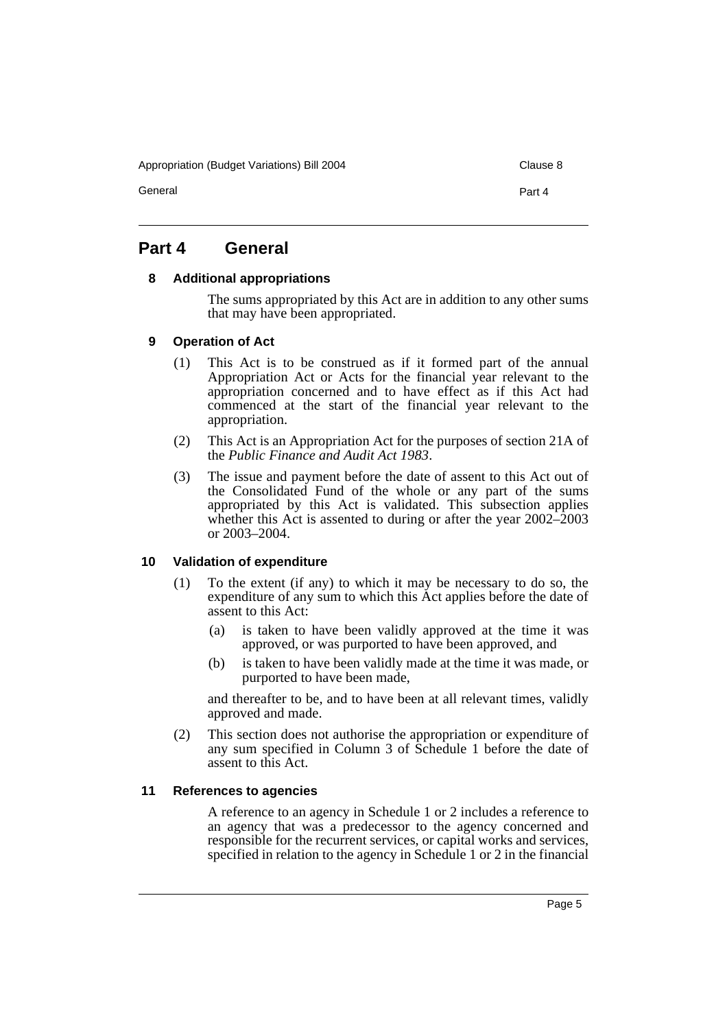# Part 4 General

## 8 Additional appropriations

The sums appropriated by this Act are in addition to any other sums that may have been appropriated.

## 9 Operation of Act

(1) This Act is to be construed as if it formed part of the annual Appropriation Act or Acts for the financial year relevant to the appropriation concerned and to have effect as if this Act had commenced at the start of the financial year relevant to the appropriation.

(2) This Act is an Appropriation Act for the purposes of section 21A of the *Public Finance and Audit Act 1983*.

(3) The issue and payment before the date of assent to this Act out of the Consolidated Fund of the whole or any part of the sums appropriated by this Act is validated. This subsection applies whether this Act is assented to during or after the year 2002–2003 or 2003–2004.

## 10 Validation of expenditure

(1) To the extent (if any) to which it may be necessary to do so, the expenditure of any sum to which this Act applies before the date of assent to this Act:

- (a) is taken to have been validly approved at the time it was approved, or was purported to have been approved, and
- (b) is taken to have been validly made at the time it was made, or purported to have been made,

and thereafter to be, and to have been at all relevant times, validly approved and made.

(2) This section does not authorise the appropriation or expenditure of any sum specified in Column 3 of Schedule 1 before the date of assent to this Act.

## 11 References to agencies

A reference to an agency in Schedule 1 or 2 includes a reference to an agency that was a predecessor to the agency concerned and responsible for the recurrent services, or capital works and services, specified in relation to the agency in Schedule 1 or 2 in the financial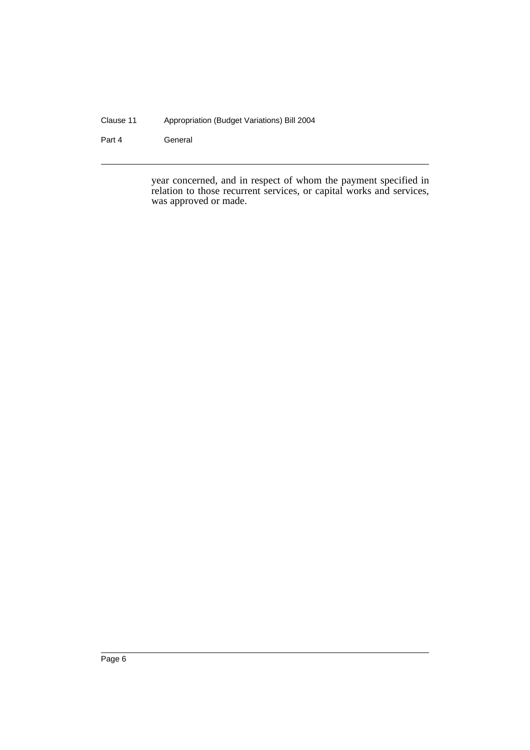year concerned, and in respect of whom the payment specified in relation to those recurrent services, or capital works and services, was approved or made.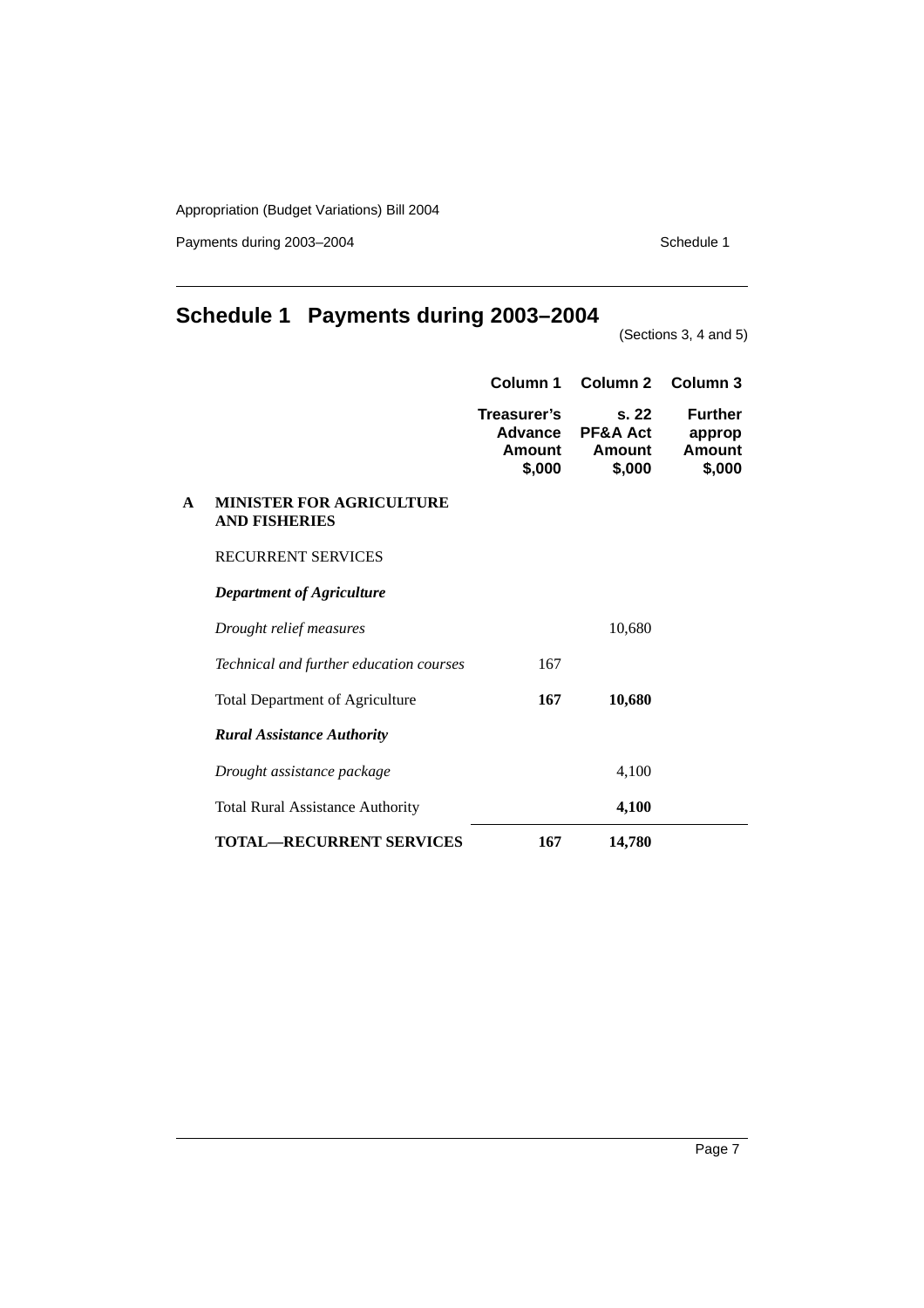# Schedule 1 Payments during 2003–2004

(Sections 3, 4 and 5)

| | | Column 1 | Column 2 | Column 3 |
|---|---|---|---|---|
| | | **Treasurer's Advance Amount $,000** | **s. 22 PF&A Act Amount $,000** | **Further approp Amount $,000** |
| **A** | **MINISTER FOR AGRICULTURE AND FISHERIES** | | | |
| | RECURRENT SERVICES | | | |
| | ***Department of Agriculture*** | | | |
| | *Drought relief measures* | | 10,680 | |
| | *Technical and further education courses* | 167 | | |
| | Total Department of Agriculture | **167** | **10,680** | |
| | ***Rural Assistance Authority*** | | | |
| | *Drought assistance package* | | 4,100 | |
| | Total Rural Assistance Authority | | **4,100** | |
| | **TOTAL—RECURRENT SERVICES** | **167** | **14,780** | |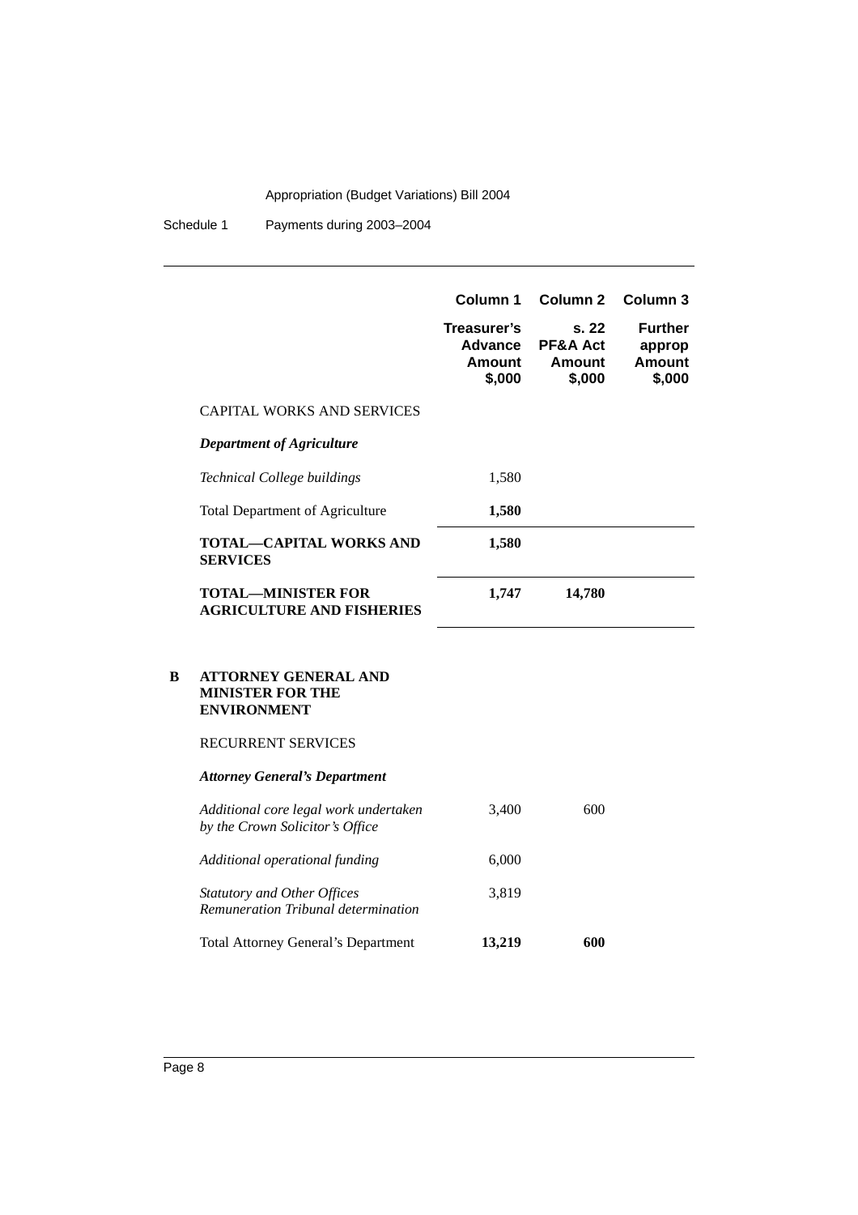| | Column 1 | Column 2 | Column 3 |
|---|---|---|---|
| | **Treasurer's Advance Amount $,000** | **s. 22 PF&A Act Amount $,000** | **Further approp Amount $,000** |
| CAPITAL WORKS AND SERVICES | | | |
| ***Department of Agriculture*** | | | |
| *Technical College buildings* | 1,580 | | |
| Total Department of Agriculture | **1,580** | | |
| **TOTAL—CAPITAL WORKS AND SERVICES** | **1,580** | | |
| **TOTAL—MINISTER FOR AGRICULTURE AND FISHERIES** | **1,747** | **14,780** | |

**B ATTORNEY GENERAL AND MINISTER FOR THE ENVIRONMENT**

| | Column 1 | Column 2 | Column 3 |
|---|---|---|---|
| RECURRENT SERVICES | | | |
| ***Attorney General's Department*** | | | |
| *Additional core legal work undertaken by the Crown Solicitor's Office* | 3,400 | 600 | |
| *Additional operational funding* | 6,000 | | |
| *Statutory and Other Offices Remuneration Tribunal determination* | 3,819 | | |
| Total Attorney General's Department | **13,219** | **600** | |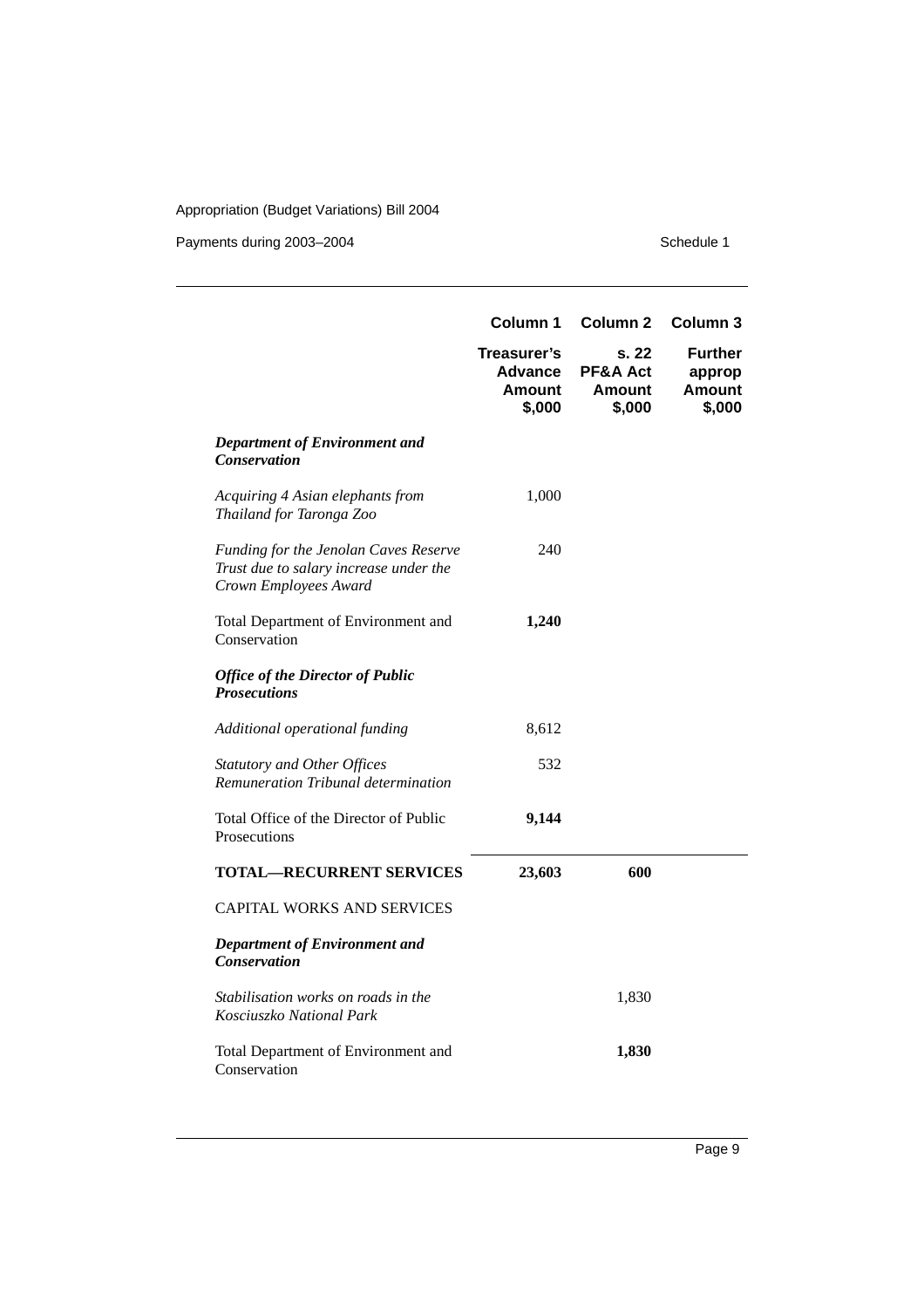| | Column 1 | Column 2 | Column 3 |
|---|---|---|---|
| | **Treasurer's Advance Amount $,000** | **s. 22 PF&A Act Amount $,000** | **Further approp Amount $,000** |
| ***Department of Environment and Conservation*** | | | |
| *Acquiring 4 Asian elephants from Thailand for Taronga Zoo* | 1,000 | | |
| *Funding for the Jenolan Caves Reserve Trust due to salary increase under the Crown Employees Award* | 240 | | |
| Total Department of Environment and Conservation | **1,240** | | |
| ***Office of the Director of Public Prosecutions*** | | | |
| *Additional operational funding* | 8,612 | | |
| *Statutory and Other Offices Remuneration Tribunal determination* | 532 | | |
| Total Office of the Director of Public Prosecutions | **9,144** | | |
| **TOTAL—RECURRENT SERVICES** | **23,603** | **600** | |
| CAPITAL WORKS AND SERVICES | | | |
| ***Department of Environment and Conservation*** | | | |
| *Stabilisation works on roads in the Kosciuszko National Park* | | 1,830 | |
| Total Department of Environment and Conservation | | **1,830** | |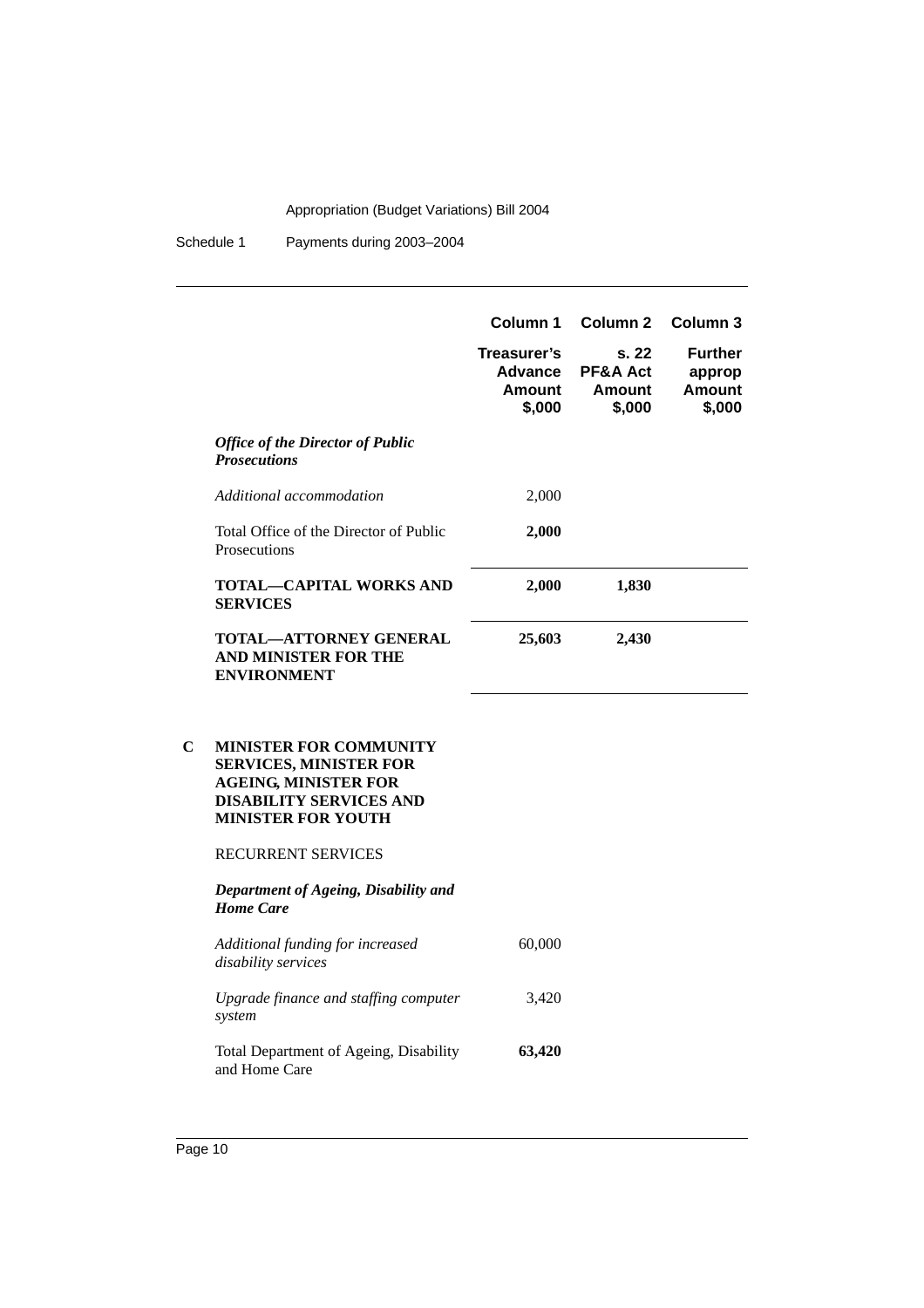| | Column 1 | Column 2 | Column 3 |
|---|---|---|---|
| | Treasurer's Advance Amount $,000 | s. 22 PF&A Act Amount $,000 | Further approp Amount $,000 |
| ***Office of the Director of Public Prosecutions*** | | | |
| *Additional accommodation* | 2,000 | | |
| Total Office of the Director of Public Prosecutions | **2,000** | | |
| **TOTAL—CAPITAL WORKS AND SERVICES** | **2,000** | **1,830** | |
| **TOTAL—ATTORNEY GENERAL AND MINISTER FOR THE ENVIRONMENT** | **25,603** | **2,430** | |

## C MINISTER FOR COMMUNITY SERVICES, MINISTER FOR AGEING, MINISTER FOR DISABILITY SERVICES AND MINISTER FOR YOUTH

RECURRENT SERVICES

| | Column 1 | Column 2 | Column 3 |
|---|---|---|---|
| ***Department of Ageing, Disability and Home Care*** | | | |
| *Additional funding for increased disability services* | 60,000 | | |
| *Upgrade finance and staffing computer system* | 3,420 | | |
| Total Department of Ageing, Disability and Home Care | **63,420** | | |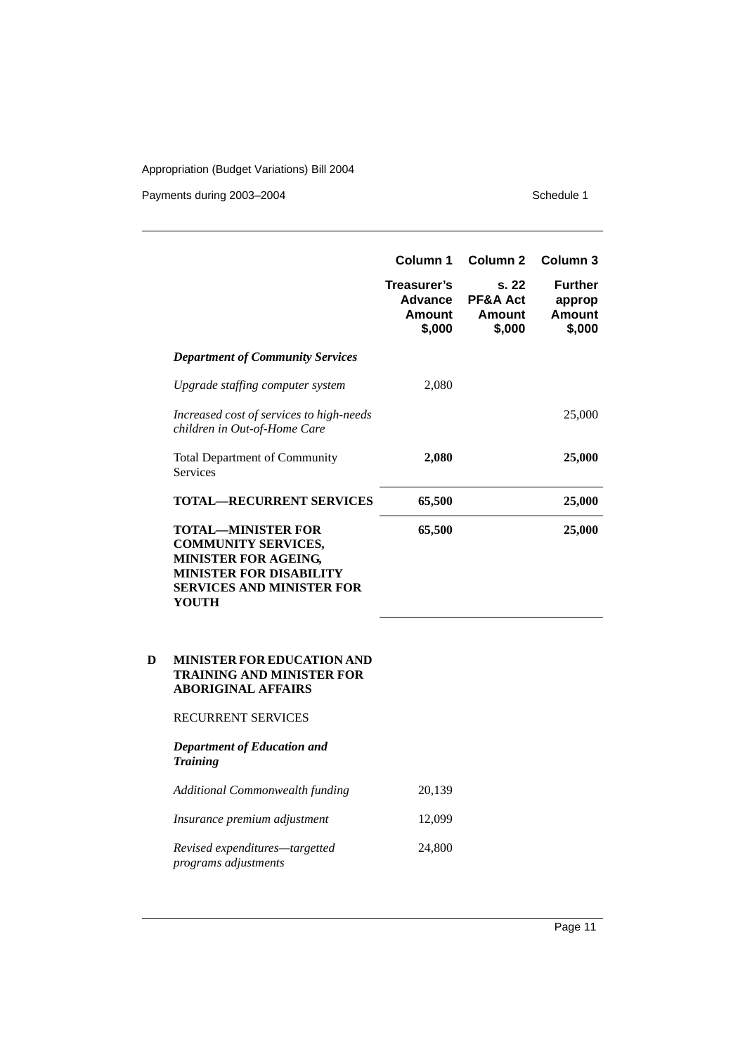| | Column 1 | Column 2 | Column 3 |
|---|---|---|---|
| | **Treasurer's Advance Amount $,000** | **s. 22 PF&A Act Amount $,000** | **Further approp Amount $,000** |
| ***Department of Community Services*** | | | |
| *Upgrade staffing computer system* | 2,080 | | |
| *Increased cost of services to high-needs children in Out-of-Home Care* | | | 25,000 |
| Total Department of Community Services | **2,080** | | **25,000** |
| **TOTAL—RECURRENT SERVICES** | **65,500** | | **25,000** |
| **TOTAL—MINISTER FOR COMMUNITY SERVICES, MINISTER FOR AGEING, MINISTER FOR DISABILITY SERVICES AND MINISTER FOR YOUTH** | **65,500** | | **25,000** |

**D MINISTER FOR EDUCATION AND TRAINING AND MINISTER FOR ABORIGINAL AFFAIRS**

RECURRENT SERVICES

| | Column 1 | Column 2 | Column 3 |
|---|---|---|---|
| ***Department of Education and Training*** | | | |
| *Additional Commonwealth funding* | 20,139 | | |
| *Insurance premium adjustment* | 12,099 | | |
| *Revised expenditures—targetted programs adjustments* | 24,800 | | |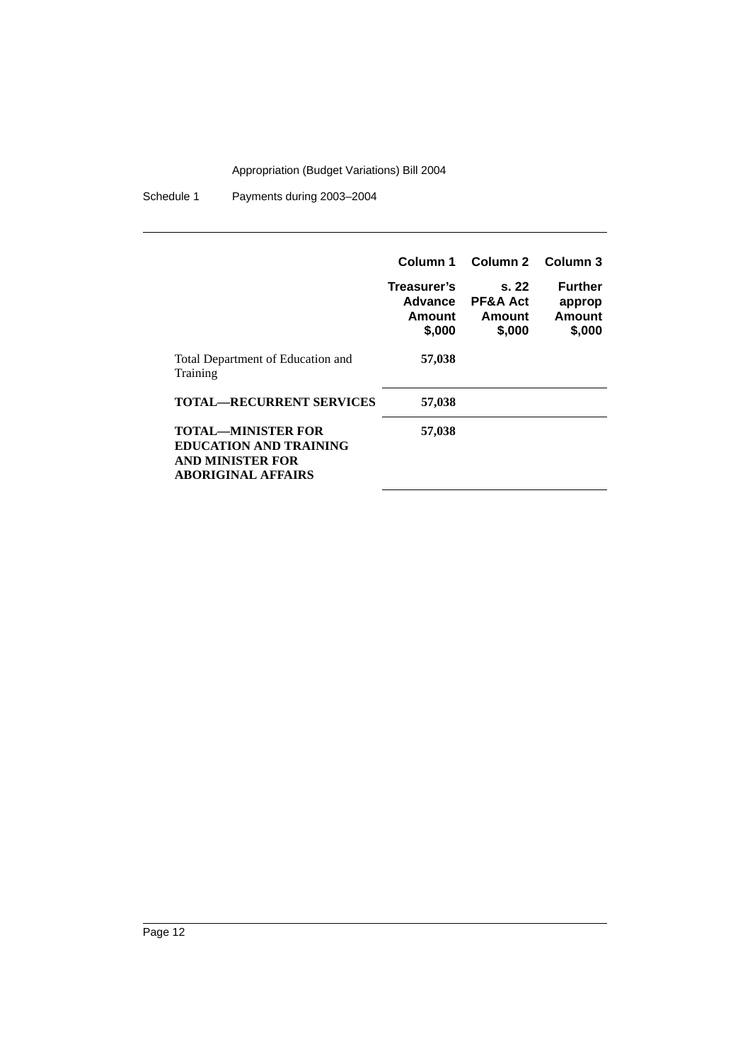| | Column 1 | Column 2 | Column 3 |
|---|---|---|---|
| | **Treasurer's Advance Amount $,000** | **s. 22 PF&A Act Amount $,000** | **Further approp Amount $,000** |
| Total Department of Education and Training | **57,038** | | |
| **TOTAL—RECURRENT SERVICES** | **57,038** | | |
| **TOTAL—MINISTER FOR EDUCATION AND TRAINING AND MINISTER FOR ABORIGINAL AFFAIRS** | **57,038** | | |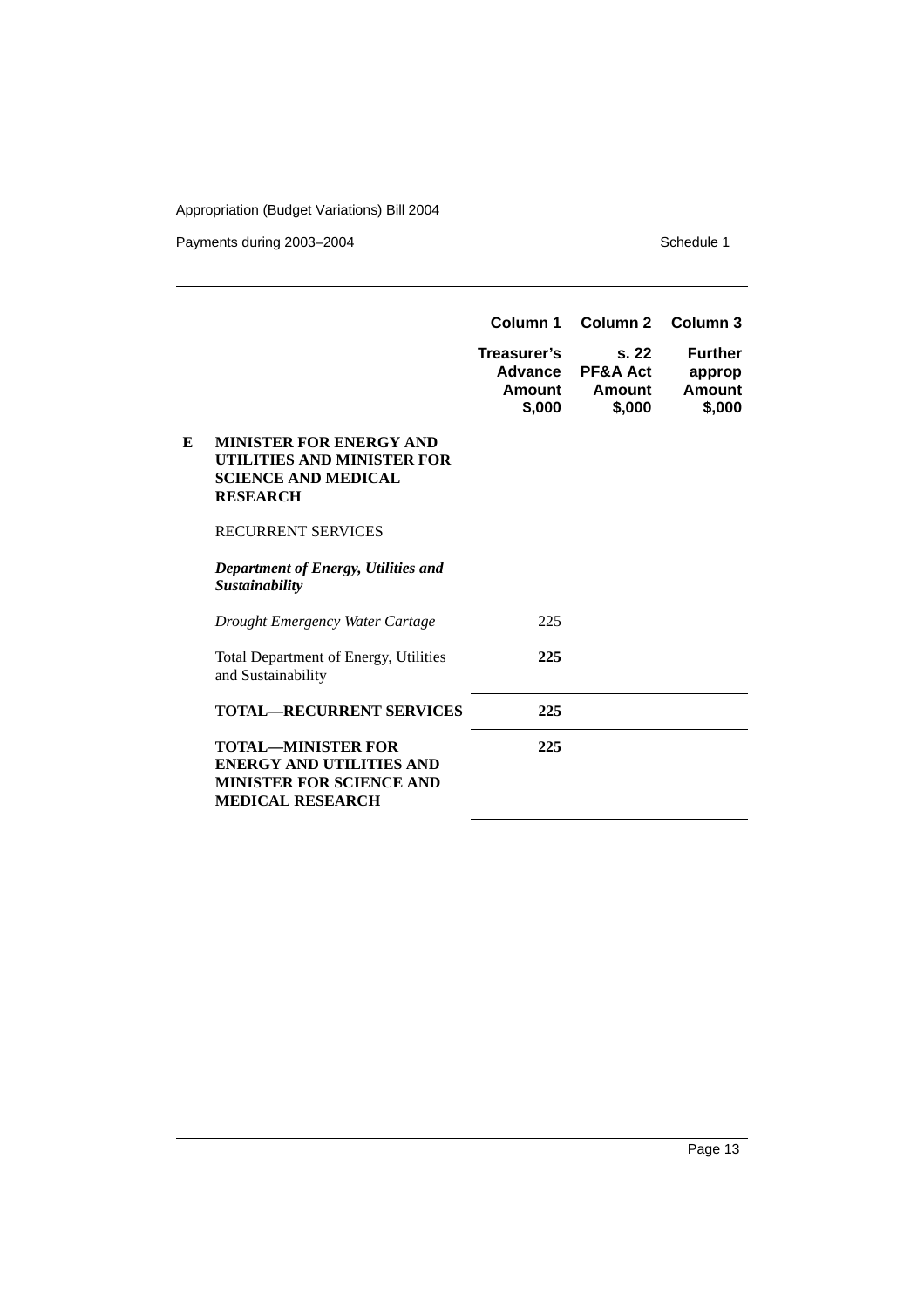| | | Column 1 | Column 2 | Column 3 |
|---|---|---|---|---|
| | | **Treasurer's Advance Amount $,000** | **s. 22 PF&A Act Amount $,000** | **Further approp Amount $,000** |
| **E** | **MINISTER FOR ENERGY AND UTILITIES AND MINISTER FOR SCIENCE AND MEDICAL RESEARCH** | | | |
| | RECURRENT SERVICES | | | |
| | ***Department of Energy, Utilities and Sustainability*** | | | |
| | *Drought Emergency Water Cartage* | 225 | | |
| | Total Department of Energy, Utilities and Sustainability | **225** | | |
| | **TOTAL—RECURRENT SERVICES** | **225** | | |
| | **TOTAL—MINISTER FOR ENERGY AND UTILITIES AND MINISTER FOR SCIENCE AND MEDICAL RESEARCH** | **225** | | |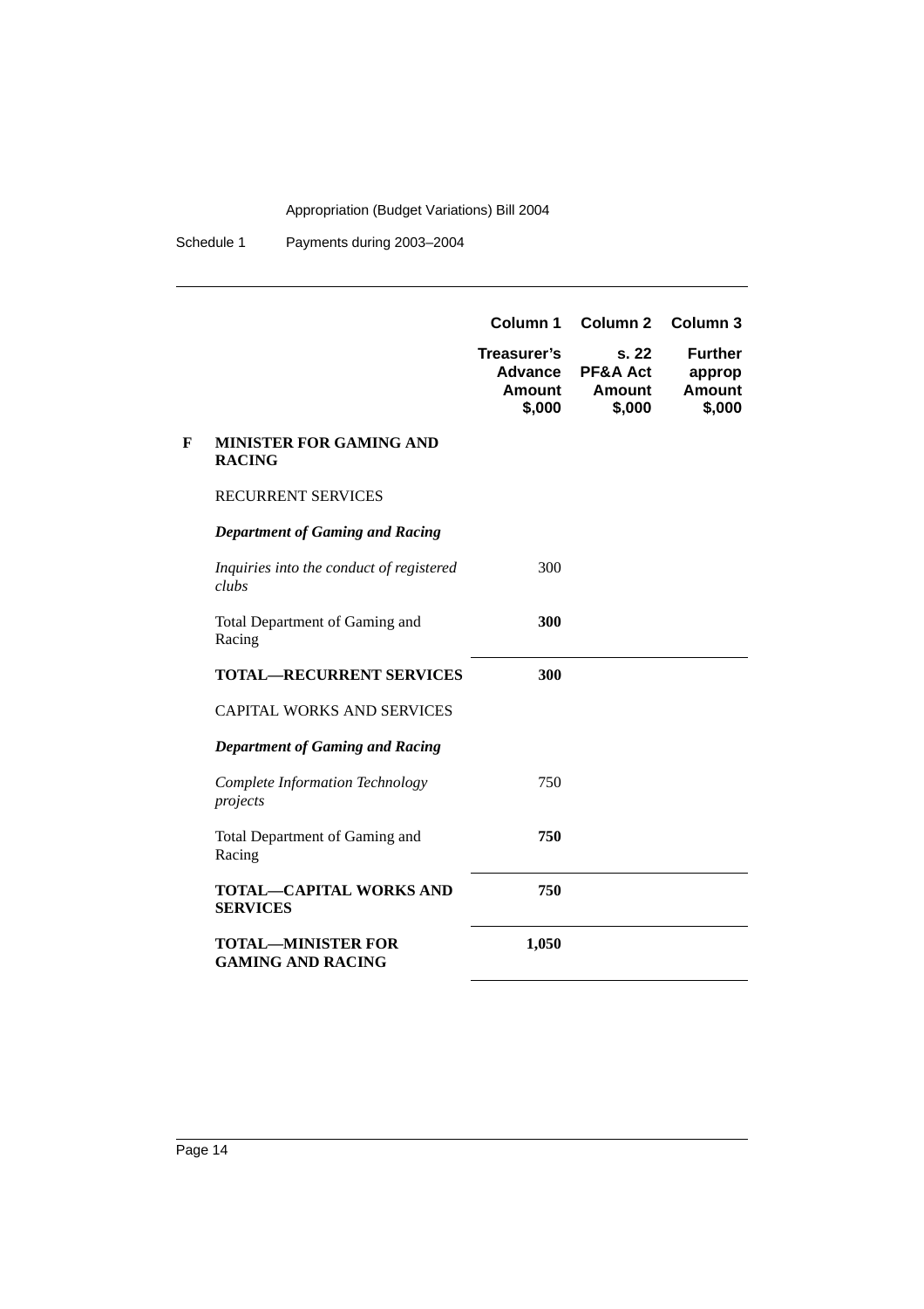| | | Column 1 | Column 2 | Column 3 |
|---|---|---|---|---|
| | | **Treasurer's Advance Amount $,000** | **s. 22 PF&A Act Amount $,000** | **Further approp Amount $,000** |
| **F** | **MINISTER FOR GAMING AND RACING** | | | |
| | RECURRENT SERVICES | | | |
| | ***Department of Gaming and Racing*** | | | |
| | *Inquiries into the conduct of registered clubs* | 300 | | |
| | Total Department of Gaming and Racing | **300** | | |
| | **TOTAL—RECURRENT SERVICES** | **300** | | |
| | CAPITAL WORKS AND SERVICES | | | |
| | ***Department of Gaming and Racing*** | | | |
| | *Complete Information Technology projects* | 750 | | |
| | Total Department of Gaming and Racing | **750** | | |
| | **TOTAL—CAPITAL WORKS AND SERVICES** | **750** | | |
| | **TOTAL—MINISTER FOR GAMING AND RACING** | **1,050** | | |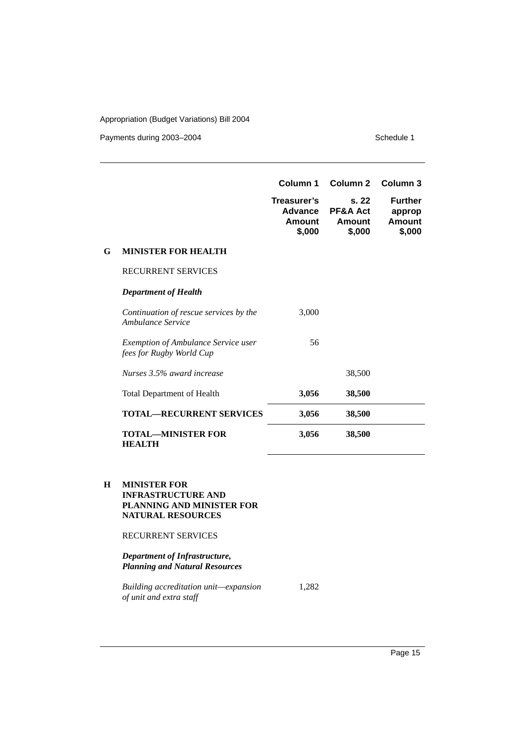| | | Column 1 | Column 2 | Column 3 |
|---|---|---|---|---|
| | | **Treasurer's Advance Amount $,000** | **s. 22 PF&A Act Amount $,000** | **Further approp Amount $,000** |
| **G** | **MINISTER FOR HEALTH** | | | |
| | RECURRENT SERVICES | | | |
| | ***Department of Health*** | | | |
| | *Continuation of rescue services by the Ambulance Service* | 3,000 | | |
| | *Exemption of Ambulance Service user fees for Rugby World Cup* | 56 | | |
| | *Nurses 3.5% award increase* | | 38,500 | |
| | Total Department of Health | **3,056** | **38,500** | |
| | **TOTAL—RECURRENT SERVICES** | **3,056** | **38,500** | |
| | **TOTAL—MINISTER FOR HEALTH** | **3,056** | **38,500** | |
| **H** | **MINISTER FOR INFRASTRUCTURE AND PLANNING AND MINISTER FOR NATURAL RESOURCES** | | | |
| | RECURRENT SERVICES | | | |
| | ***Department of Infrastructure, Planning and Natural Resources*** | | | |
| | *Building accreditation unit—expansion of unit and extra staff* | 1,282 | | |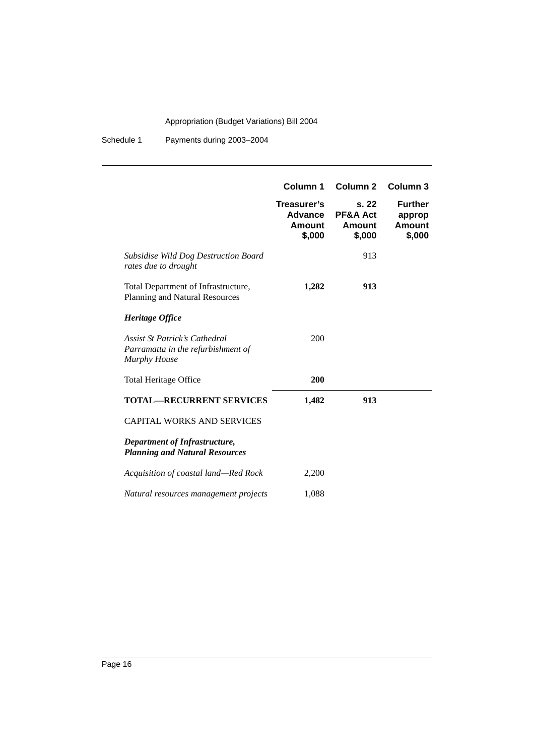| | Column 1 | Column 2 | Column 3 |
|---|---|---|---|
| | **Treasurer's Advance Amount $,000** | **s. 22 PF&A Act Amount $,000** | **Further approp Amount $,000** |
| *Subsidise Wild Dog Destruction Board rates due to drought* | | 913 | |
| Total Department of Infrastructure, Planning and Natural Resources | **1,282** | **913** | |
| ***Heritage Office*** | | | |
| *Assist St Patrick's Cathedral Parramatta in the refurbishment of Murphy House* | 200 | | |
| Total Heritage Office | **200** | | |
| **TOTAL—RECURRENT SERVICES** | **1,482** | **913** | |
| CAPITAL WORKS AND SERVICES | | | |
| ***Department of Infrastructure, Planning and Natural Resources*** | | | |
| *Acquisition of coastal land—Red Rock* | 2,200 | | |
| *Natural resources management projects* | 1,088 | | |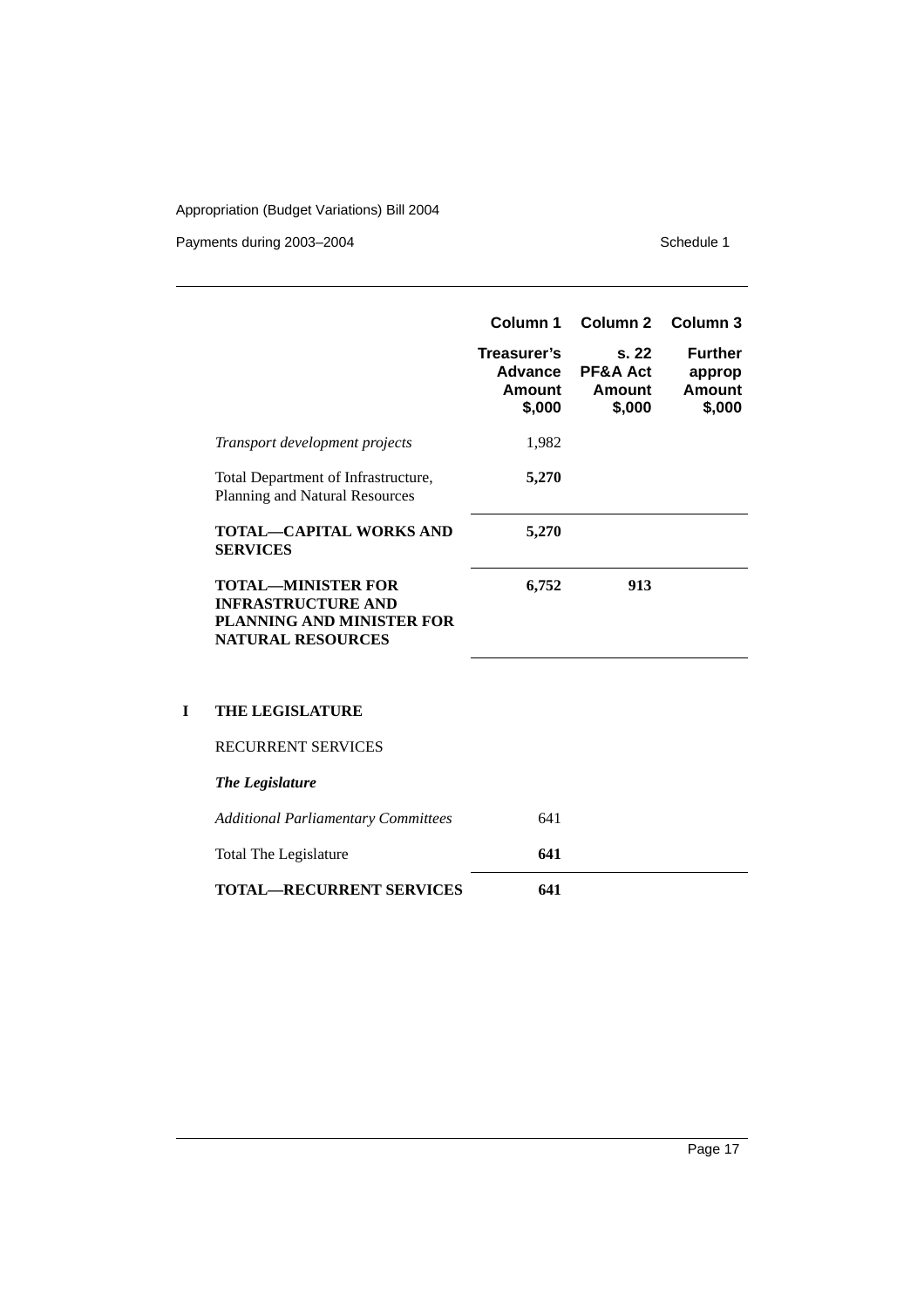| | Column 1 | Column 2 | Column 3 |
|---|---|---|---|
| | Treasurer's Advance Amount $,000 | s. 22 PF&A Act Amount $,000 | Further approp Amount $,000 |
| *Transport development projects* | 1,982 | | |
| Total Department of Infrastructure, Planning and Natural Resources | **5,270** | | |
| **TOTAL—CAPITAL WORKS AND SERVICES** | **5,270** | | |
| **TOTAL—MINISTER FOR INFRASTRUCTURE AND PLANNING AND MINISTER FOR NATURAL RESOURCES** | **6,752** | **913** | |

## I THE LEGISLATURE

RECURRENT SERVICES

***The Legislature***

| | Column 1 | Column 2 | Column 3 |
|---|---|---|---|
| *Additional Parliamentary Committees* | 641 | | |
| Total The Legislature | **641** | | |
| **TOTAL—RECURRENT SERVICES** | **641** | | |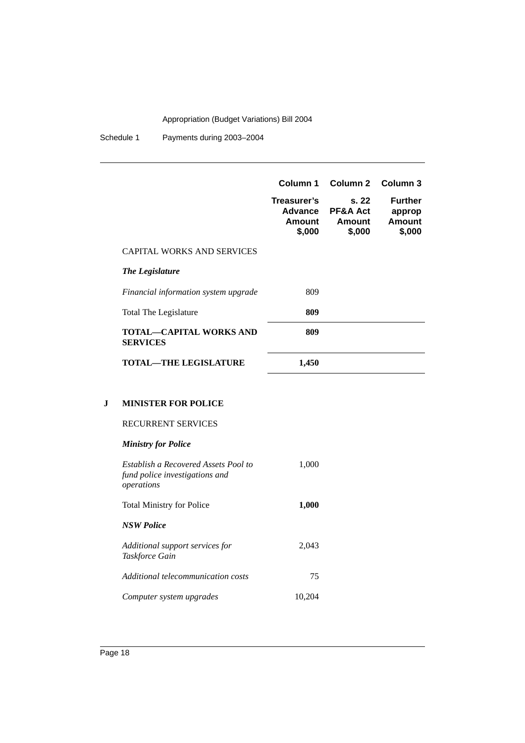| | Column 1 | Column 2 | Column 3 |
|---|---|---|---|
| | **Treasurer's Advance Amount $,000** | **s. 22 PF&A Act Amount $,000** | **Further approp Amount $,000** |
| CAPITAL WORKS AND SERVICES | | | |
| ***The Legislature*** | | | |
| *Financial information system upgrade* | 809 | | |
| Total The Legislature | **809** | | |
| **TOTAL—CAPITAL WORKS AND SERVICES** | **809** | | |
| **TOTAL—THE LEGISLATURE** | **1,450** | | |

**J MINISTER FOR POLICE**

| | Column 1 | Column 2 | Column 3 |
|---|---|---|---|
| RECURRENT SERVICES | | | |
| ***Ministry for Police*** | | | |
| *Establish a Recovered Assets Pool to fund police investigations and operations* | 1,000 | | |
| Total Ministry for Police | **1,000** | | |
| ***NSW Police*** | | | |
| *Additional support services for Taskforce Gain* | 2,043 | | |
| *Additional telecommunication costs* | 75 | | |
| *Computer system upgrades* | 10,204 | | |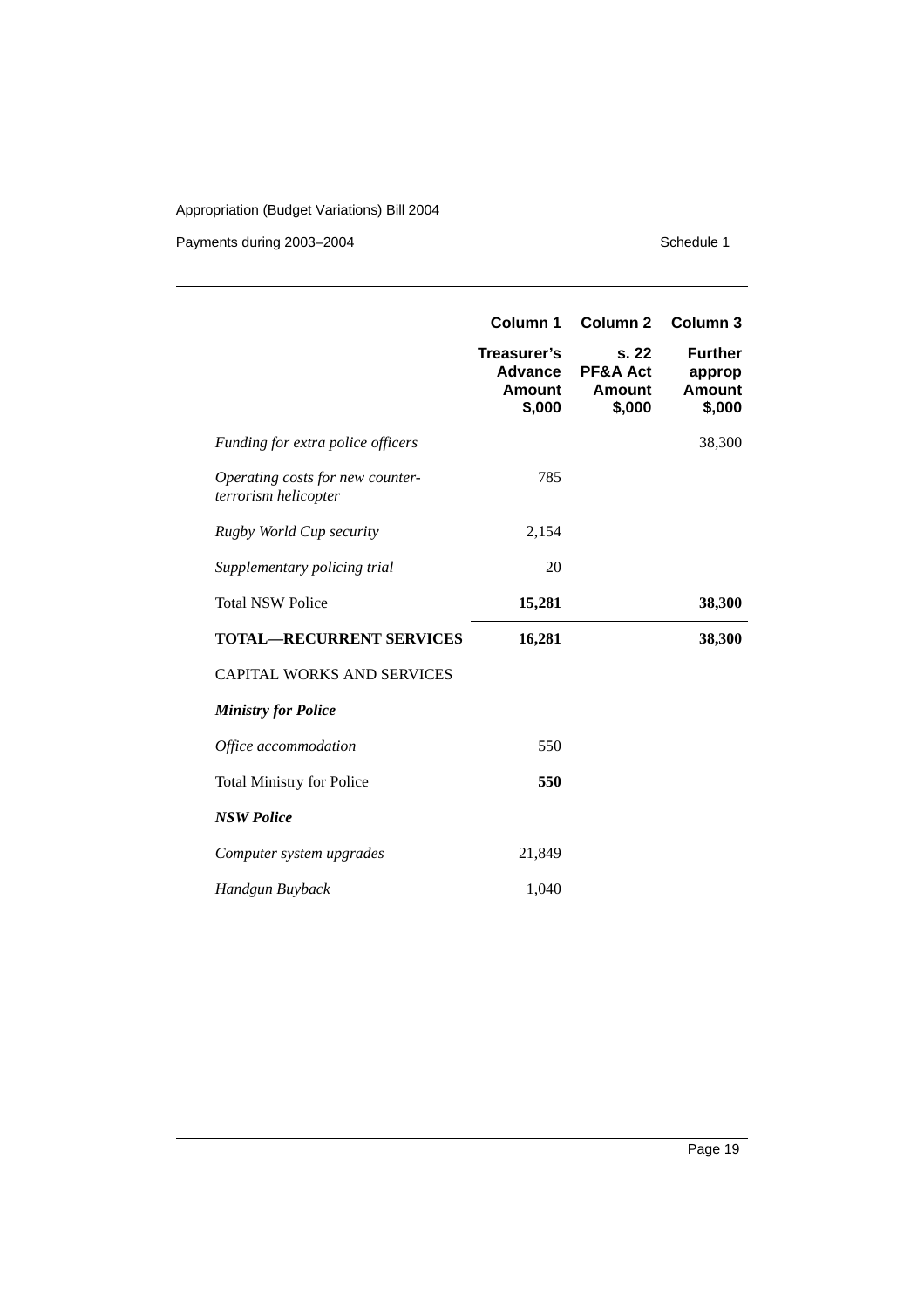| | Column 1 | Column 2 | Column 3 |
|---|---|---|---|
| | **Treasurer's Advance Amount $,000** | **s. 22 PF&A Act Amount $,000** | **Further approp Amount $,000** |
| *Funding for extra police officers* | | | 38,300 |
| *Operating costs for new counter-terrorism helicopter* | 785 | | |
| *Rugby World Cup security* | 2,154 | | |
| *Supplementary policing trial* | 20 | | |
| Total NSW Police | **15,281** | | **38,300** |
| **TOTAL—RECURRENT SERVICES** | **16,281** | | **38,300** |
| CAPITAL WORKS AND SERVICES | | | |
| ***Ministry for Police*** | | | |
| *Office accommodation* | 550 | | |
| Total Ministry for Police | **550** | | |
| ***NSW Police*** | | | |
| *Computer system upgrades* | 21,849 | | |
| *Handgun Buyback* | 1,040 | | |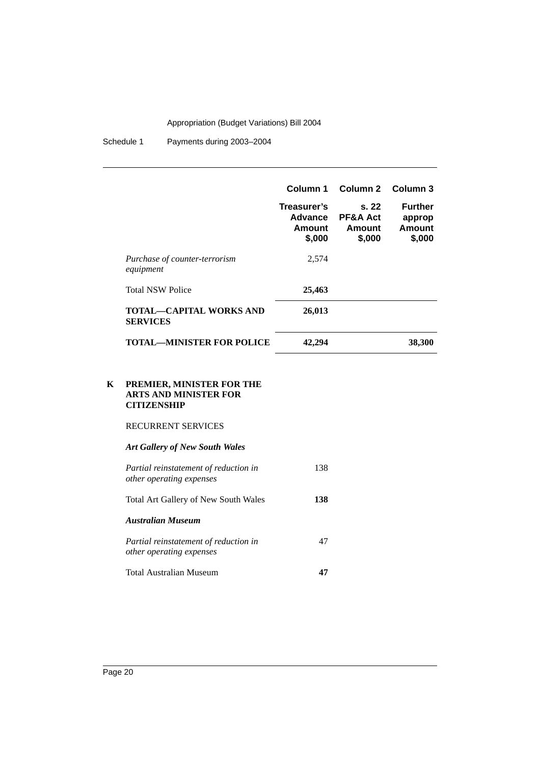| | Column 1 | Column 2 | Column 3 |
|---|---|---|---|
| | Treasurer's Advance Amount $,000 | s. 22 PF&A Act Amount $,000 | Further approp Amount $,000 |
| *Purchase of counter-terrorism equipment* | 2,574 | | |
| Total NSW Police | **25,463** | | |
| **TOTAL—CAPITAL WORKS AND SERVICES** | **26,013** | | |
| **TOTAL—MINISTER FOR POLICE** | **42,294** | | **38,300** |

**K PREMIER, MINISTER FOR THE ARTS AND MINISTER FOR CITIZENSHIP**

RECURRENT SERVICES

| | Column 1 | Column 2 | Column 3 |
|---|---|---|---|
| ***Art Gallery of New South Wales*** | | | |
| *Partial reinstatement of reduction in other operating expenses* | 138 | | |
| Total Art Gallery of New South Wales | **138** | | |
| ***Australian Museum*** | | | |
| *Partial reinstatement of reduction in other operating expenses* | 47 | | |
| Total Australian Museum | **47** | | |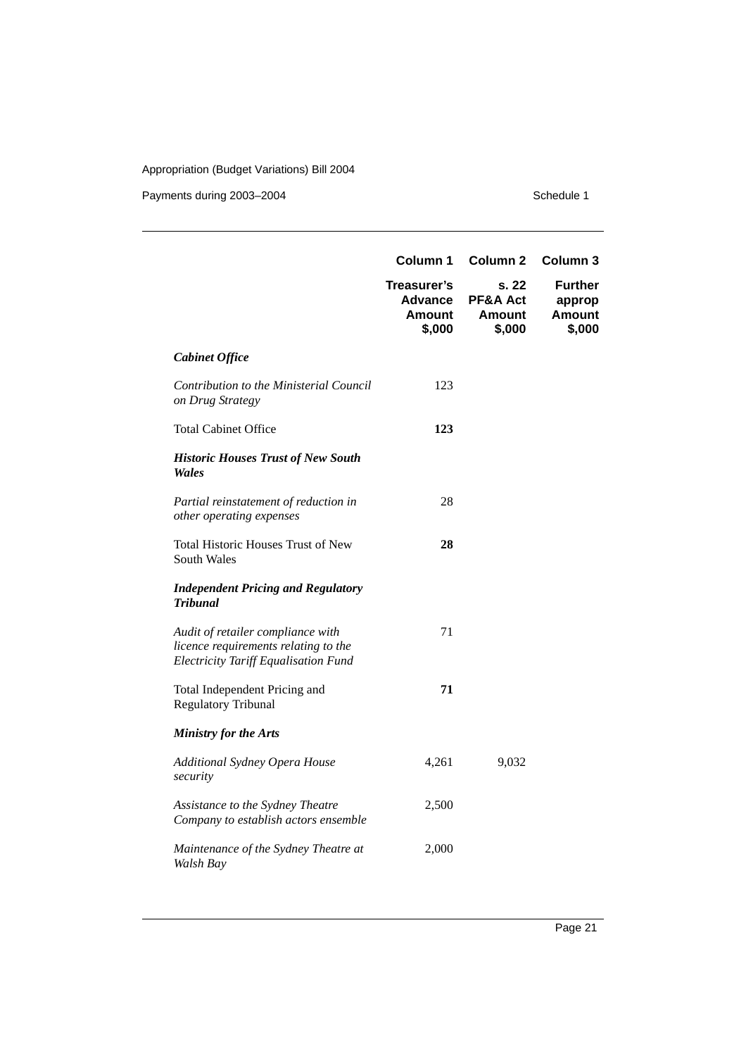| | Column 1 | Column 2 | Column 3 |
|---|---|---|---|
| | Treasurer's Advance Amount $,000 | s. 22 PF&A Act Amount $,000 | Further approp Amount $,000 |
| ***Cabinet Office*** | | | |
| *Contribution to the Ministerial Council on Drug Strategy* | 123 | | |
| Total Cabinet Office | **123** | | |
| ***Historic Houses Trust of New South Wales*** | | | |
| *Partial reinstatement of reduction in other operating expenses* | 28 | | |
| Total Historic Houses Trust of New South Wales | **28** | | |
| ***Independent Pricing and Regulatory Tribunal*** | | | |
| *Audit of retailer compliance with licence requirements relating to the Electricity Tariff Equalisation Fund* | 71 | | |
| Total Independent Pricing and Regulatory Tribunal | **71** | | |
| ***Ministry for the Arts*** | | | |
| *Additional Sydney Opera House security* | 4,261 | 9,032 | |
| *Assistance to the Sydney Theatre Company to establish actors ensemble* | 2,500 | | |
| *Maintenance of the Sydney Theatre at Walsh Bay* | 2,000 | | |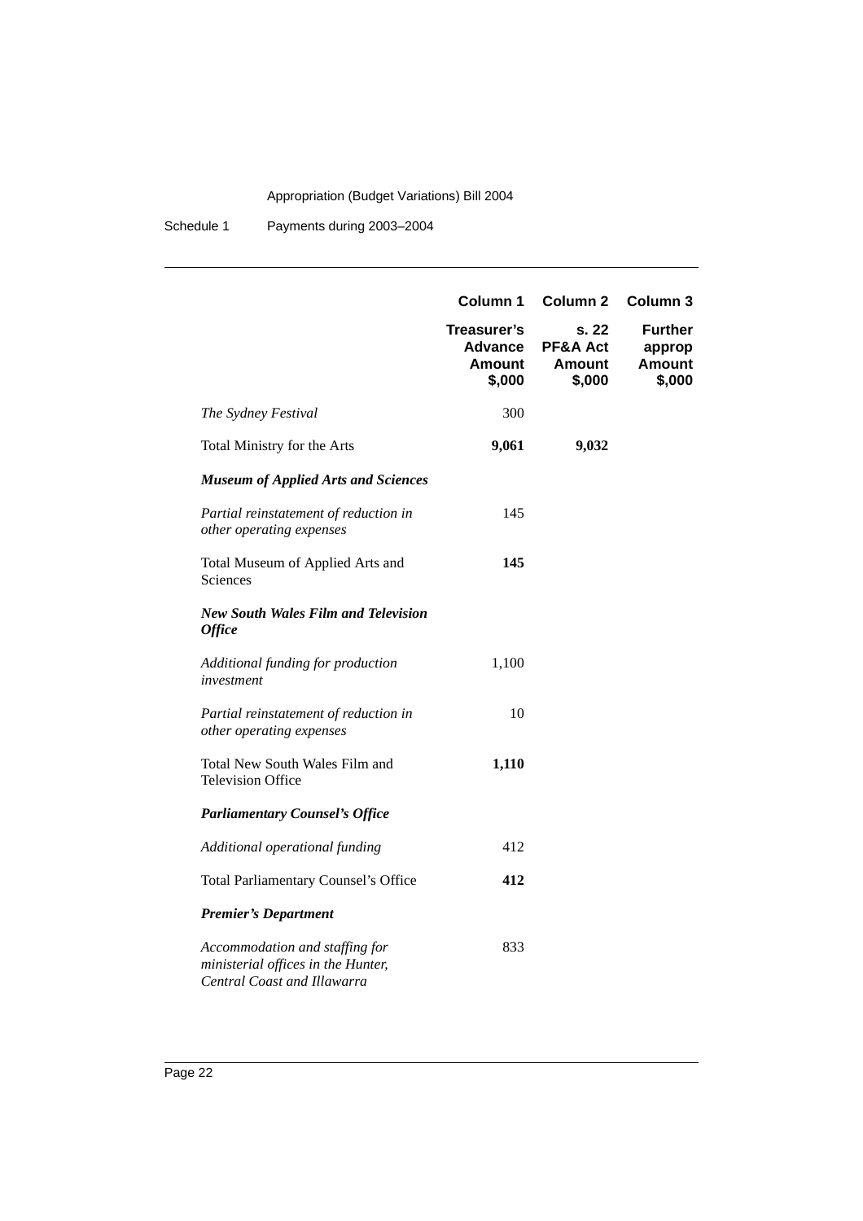| | Column 1 | Column 2 | Column 3 |
|---|---|---|---|
| | **Treasurer's Advance Amount $,000** | **s. 22 PF&A Act Amount $,000** | **Further approp Amount $,000** |
| *The Sydney Festival* | 300 | | |
| Total Ministry for the Arts | **9,061** | **9,032** | |
| ***Museum of Applied Arts and Sciences*** | | | |
| *Partial reinstatement of reduction in other operating expenses* | 145 | | |
| Total Museum of Applied Arts and Sciences | **145** | | |
| ***New South Wales Film and Television Office*** | | | |
| *Additional funding for production investment* | 1,100 | | |
| *Partial reinstatement of reduction in other operating expenses* | 10 | | |
| Total New South Wales Film and Television Office | **1,110** | | |
| ***Parliamentary Counsel's Office*** | | | |
| *Additional operational funding* | 412 | | |
| Total Parliamentary Counsel's Office | **412** | | |
| ***Premier's Department*** | | | |
| *Accommodation and staffing for ministerial offices in the Hunter, Central Coast and Illawarra* | 833 | | |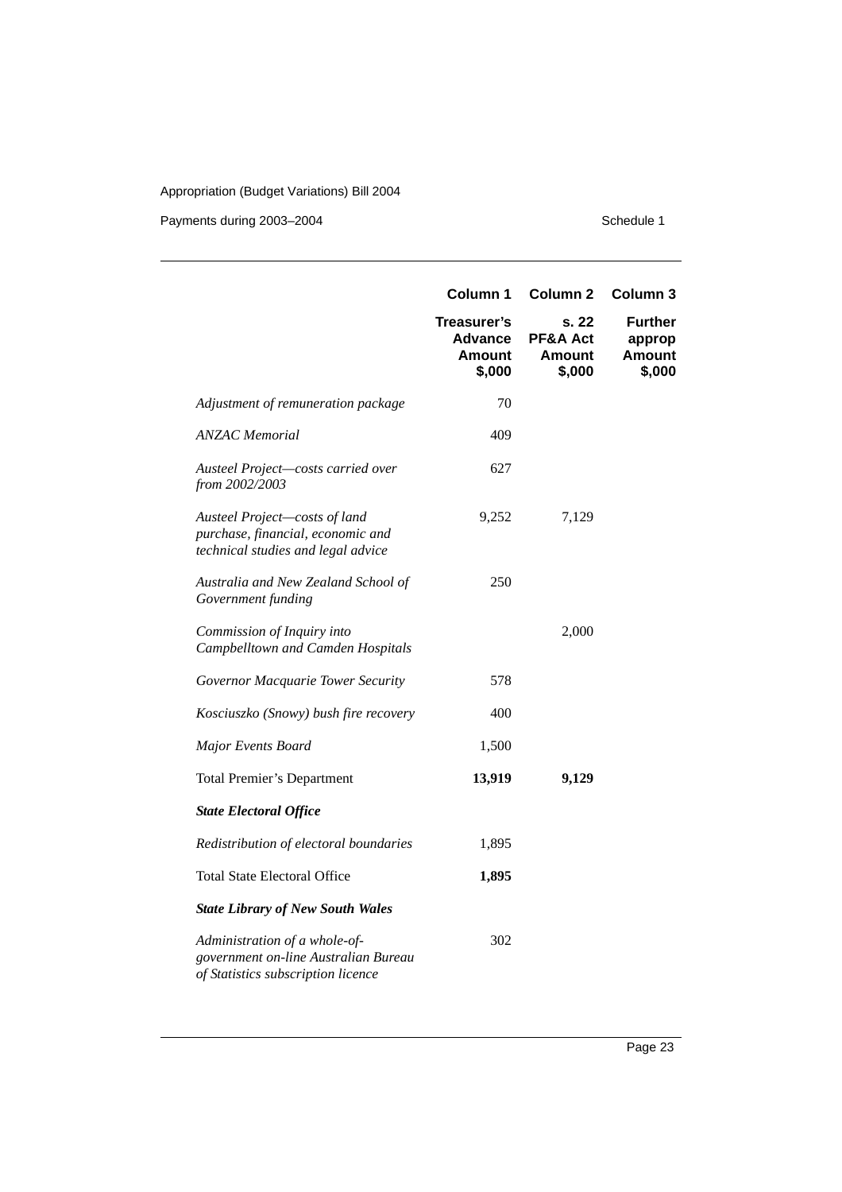| | Column 1 | Column 2 | Column 3 |
|---|---|---|---|
| | Treasurer's Advance Amount $,000 | s. 22 PF&A Act Amount $,000 | Further approp Amount $,000 |
| *Adjustment of remuneration package* | 70 | | |
| *ANZAC Memorial* | 409 | | |
| *Austeel Project—costs carried over from 2002/2003* | 627 | | |
| *Austeel Project—costs of land purchase, financial, economic and technical studies and legal advice* | 9,252 | 7,129 | |
| *Australia and New Zealand School of Government funding* | 250 | | |
| *Commission of Inquiry into Campbelltown and Camden Hospitals* | | 2,000 | |
| *Governor Macquarie Tower Security* | 578 | | |
| *Kosciuszko (Snowy) bush fire recovery* | 400 | | |
| *Major Events Board* | 1,500 | | |
| Total Premier's Department | **13,919** | **9,129** | |
| ***State Electoral Office*** | | | |
| *Redistribution of electoral boundaries* | 1,895 | | |
| Total State Electoral Office | **1,895** | | |
| ***State Library of New South Wales*** | | | |
| *Administration of a whole-of-government on-line Australian Bureau of Statistics subscription licence* | 302 | | |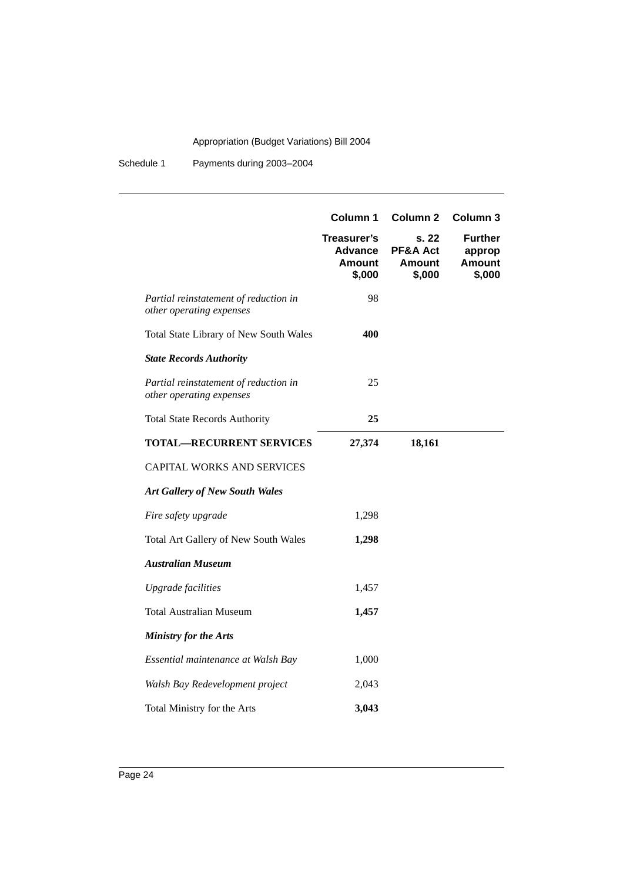| | Column 1 | Column 2 | Column 3 |
|---|---|---|---|
| | **Treasurer's Advance Amount $,000** | **s. 22 PF&A Act Amount $,000** | **Further approp Amount $,000** |
| *Partial reinstatement of reduction in other operating expenses* | 98 | | |
| Total State Library of New South Wales | **400** | | |
| ***State Records Authority*** | | | |
| *Partial reinstatement of reduction in other operating expenses* | 25 | | |
| Total State Records Authority | **25** | | |
| **TOTAL—RECURRENT SERVICES** | **27,374** | **18,161** | |
| CAPITAL WORKS AND SERVICES | | | |
| ***Art Gallery of New South Wales*** | | | |
| *Fire safety upgrade* | 1,298 | | |
| Total Art Gallery of New South Wales | **1,298** | | |
| ***Australian Museum*** | | | |
| *Upgrade facilities* | 1,457 | | |
| Total Australian Museum | **1,457** | | |
| ***Ministry for the Arts*** | | | |
| *Essential maintenance at Walsh Bay* | 1,000 | | |
| *Walsh Bay Redevelopment project* | 2,043 | | |
| Total Ministry for the Arts | **3,043** | | |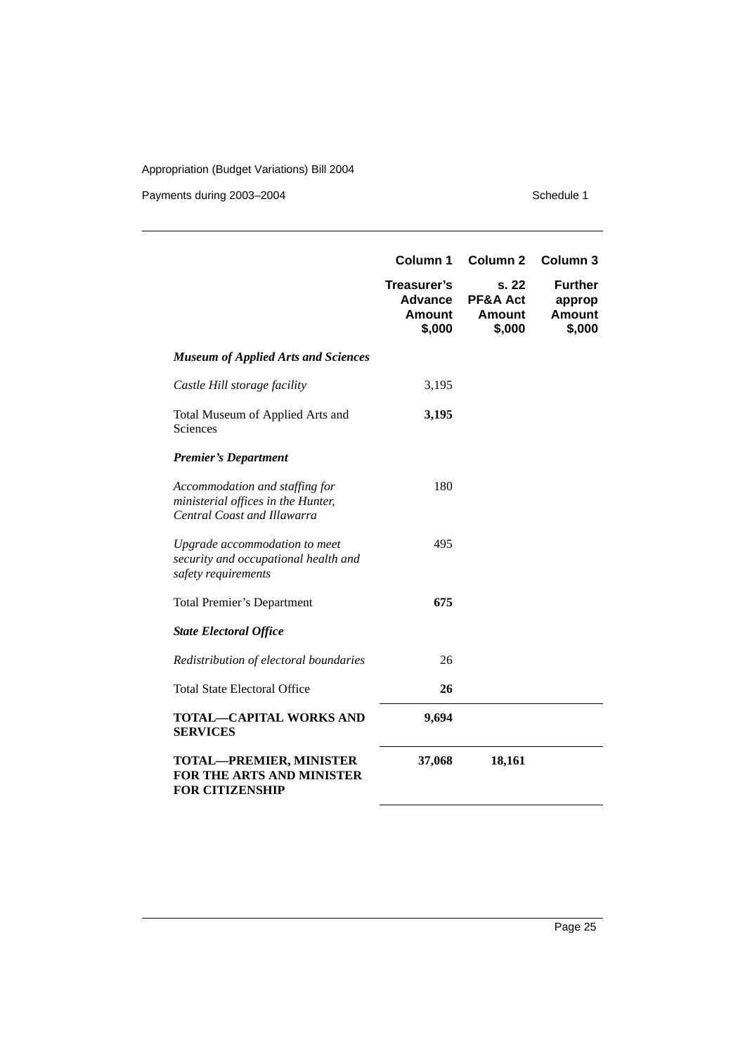| | Column 1 | Column 2 | Column 3 |
|---|---|---|---|
| | **Treasurer's Advance Amount $,000** | **s. 22 PF&A Act Amount $,000** | **Further approp Amount $,000** |
| ***Museum of Applied Arts and Sciences*** | | | |
| *Castle Hill storage facility* | 3,195 | | |
| Total Museum of Applied Arts and Sciences | **3,195** | | |
| ***Premier's Department*** | | | |
| *Accommodation and staffing for ministerial offices in the Hunter, Central Coast and Illawarra* | 180 | | |
| *Upgrade accommodation to meet security and occupational health and safety requirements* | 495 | | |
| Total Premier's Department | **675** | | |
| ***State Electoral Office*** | | | |
| *Redistribution of electoral boundaries* | 26 | | |
| Total State Electoral Office | **26** | | |
| **TOTAL—CAPITAL WORKS AND SERVICES** | **9,694** | | |
| **TOTAL—PREMIER, MINISTER FOR THE ARTS AND MINISTER FOR CITIZENSHIP** | **37,068** | **18,161** | |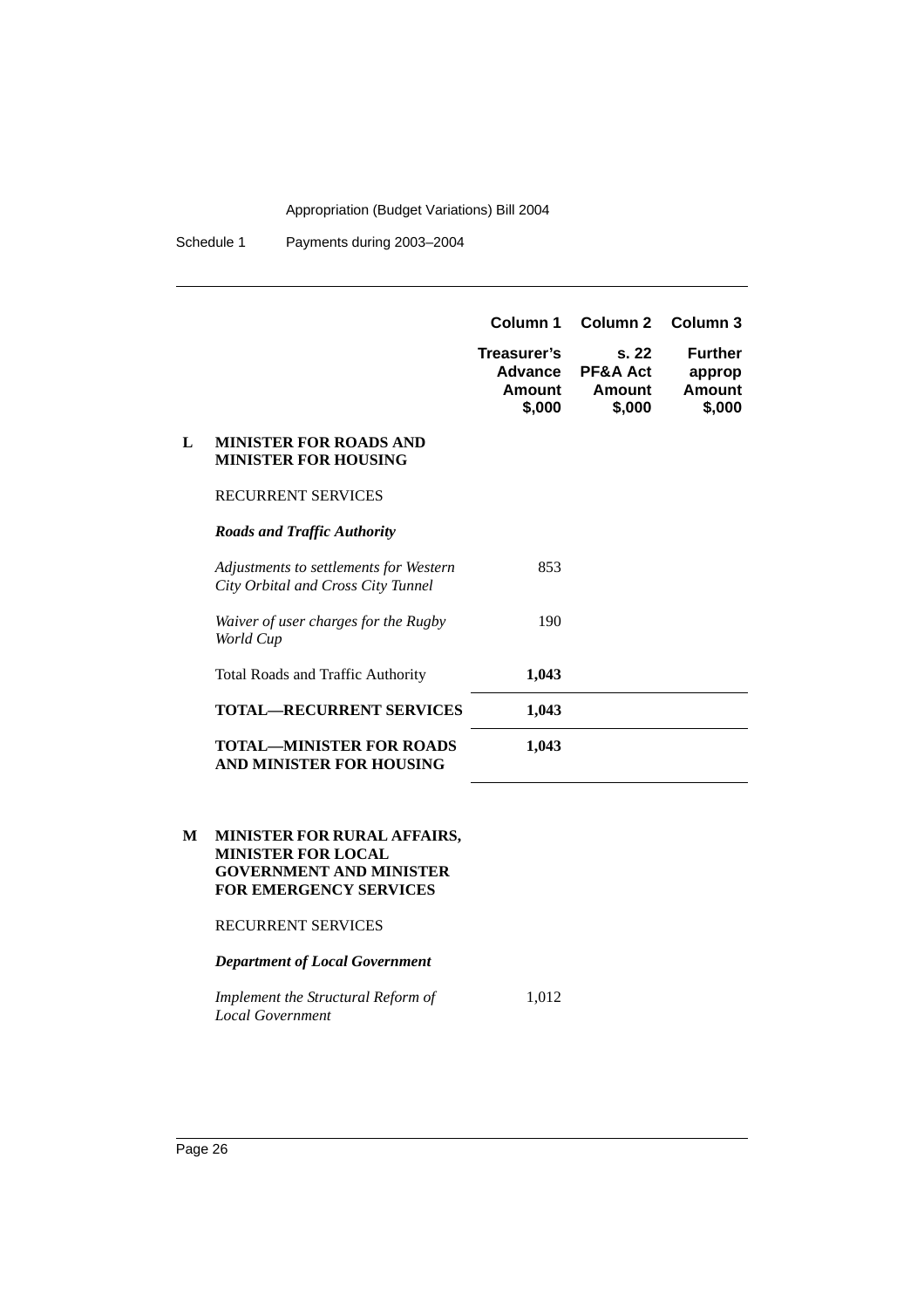| | | Column 1 | Column 2 | Column 3 |
|---|---|---|---|---|
| | | Treasurer's Advance Amount $,000 | s. 22 PF&A Act Amount $,000 | Further approp Amount $,000 |
| **L** | **MINISTER FOR ROADS AND MINISTER FOR HOUSING** | | | |
| | RECURRENT SERVICES | | | |
| | ***Roads and Traffic Authority*** | | | |
| | *Adjustments to settlements for Western City Orbital and Cross City Tunnel* | 853 | | |
| | *Waiver of user charges for the Rugby World Cup* | 190 | | |
| | Total Roads and Traffic Authority | **1,043** | | |
| | **TOTAL—RECURRENT SERVICES** | **1,043** | | |
| | **TOTAL—MINISTER FOR ROADS AND MINISTER FOR HOUSING** | **1,043** | | |
| **M** | **MINISTER FOR RURAL AFFAIRS, MINISTER FOR LOCAL GOVERNMENT AND MINISTER FOR EMERGENCY SERVICES** | | | |
| | RECURRENT SERVICES | | | |
| | ***Department of Local Government*** | | | |
| | *Implement the Structural Reform of Local Government* | 1,012 | | |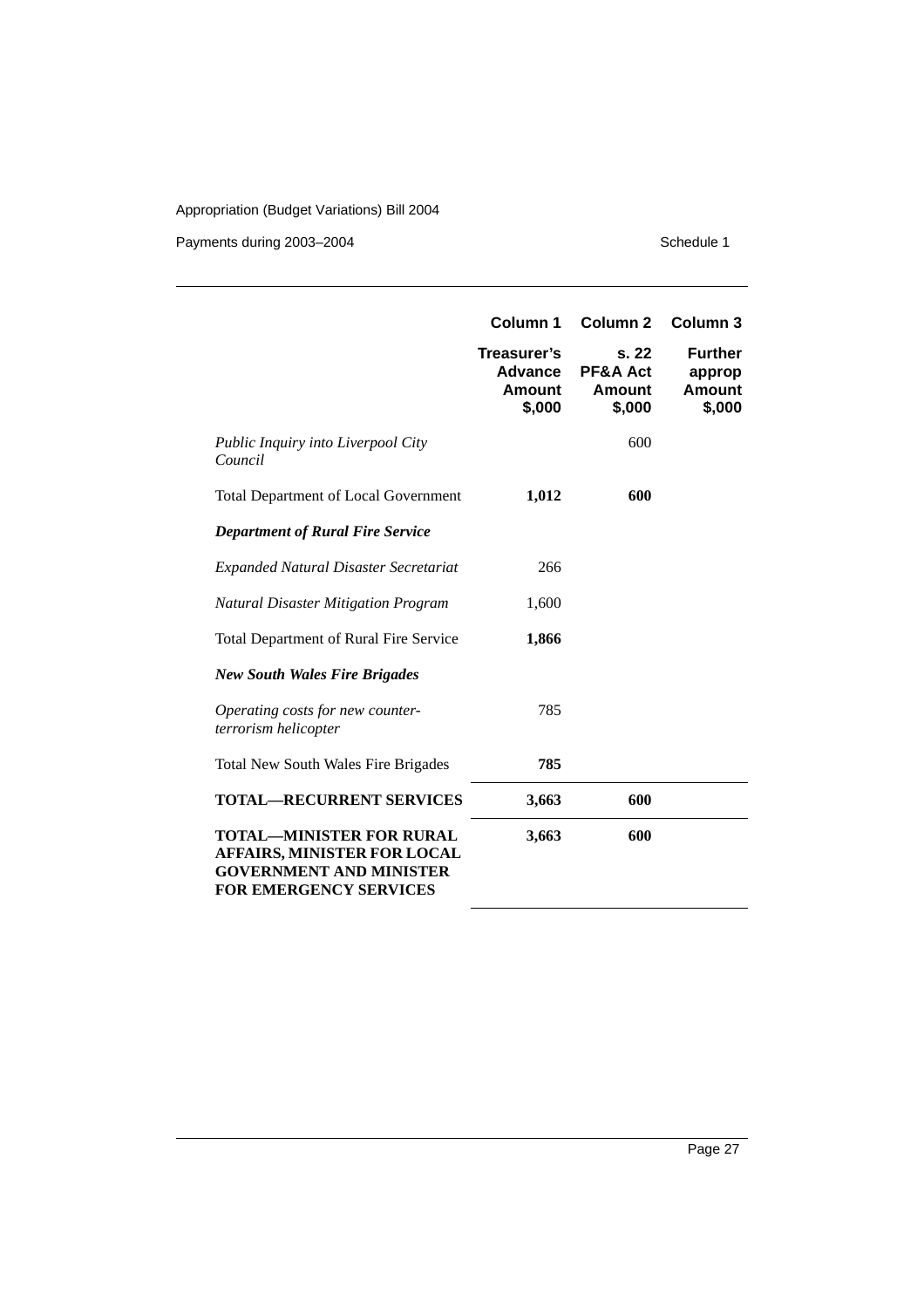| | Column 1 | Column 2 | Column 3 |
|---|---|---|---|
| | Treasurer's Advance Amount $,000 | s. 22 PF&A Act Amount $,000 | Further approp Amount $,000 |
| *Public Inquiry into Liverpool City Council* | | 600 | |
| Total Department of Local Government | **1,012** | **600** | |
| ***Department of Rural Fire Service*** | | | |
| *Expanded Natural Disaster Secretariat* | 266 | | |
| *Natural Disaster Mitigation Program* | 1,600 | | |
| Total Department of Rural Fire Service | **1,866** | | |
| ***New South Wales Fire Brigades*** | | | |
| *Operating costs for new counter-terrorism helicopter* | 785 | | |
| Total New South Wales Fire Brigades | **785** | | |
| **TOTAL—RECURRENT SERVICES** | **3,663** | **600** | |
| **TOTAL—MINISTER FOR RURAL AFFAIRS, MINISTER FOR LOCAL GOVERNMENT AND MINISTER FOR EMERGENCY SERVICES** | **3,663** | **600** | |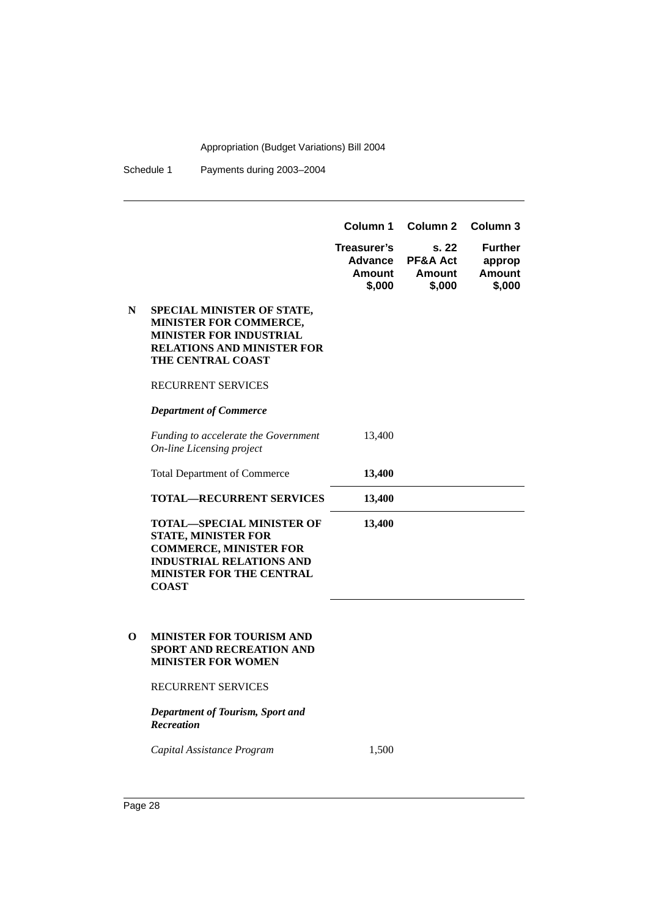| | | Column 1 | Column 2 | Column 3 |
|---|---|---|---|---|
| | | **Treasurer's Advance Amount $,000** | **s. 22 PF&A Act Amount $,000** | **Further approp Amount $,000** |
| **N** | **SPECIAL MINISTER OF STATE, MINISTER FOR COMMERCE, MINISTER FOR INDUSTRIAL RELATIONS AND MINISTER FOR THE CENTRAL COAST** | | | |
| | RECURRENT SERVICES | | | |
| | ***Department of Commerce*** | | | |
| | *Funding to accelerate the Government On-line Licensing project* | 13,400 | | |
| | Total Department of Commerce | **13,400** | | |
| | **TOTAL—RECURRENT SERVICES** | **13,400** | | |
| | **TOTAL—SPECIAL MINISTER OF STATE, MINISTER FOR COMMERCE, MINISTER FOR INDUSTRIAL RELATIONS AND MINISTER FOR THE CENTRAL COAST** | **13,400** | | |
| **O** | **MINISTER FOR TOURISM AND SPORT AND RECREATION AND MINISTER FOR WOMEN** | | | |
| | RECURRENT SERVICES | | | |
| | ***Department of Tourism, Sport and Recreation*** | | | |
| | *Capital Assistance Program* | 1,500 | | |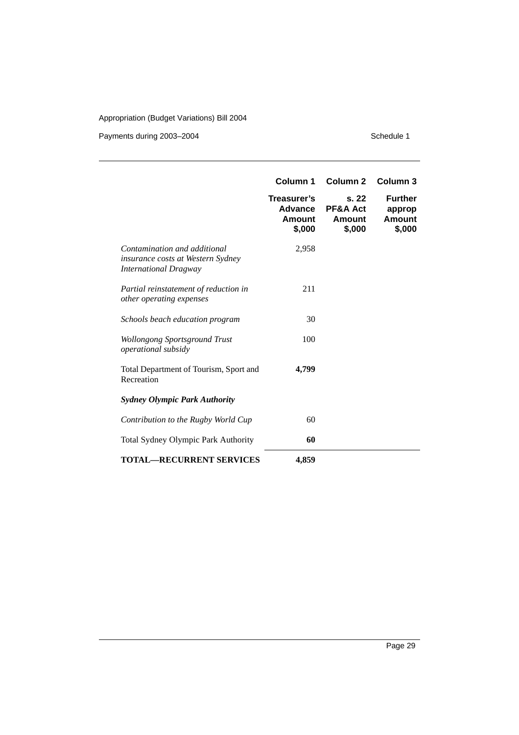| | Column 1 | Column 2 | Column 3 |
|---|---|---|---|
| | **Treasurer's Advance Amount $,000** | **s. 22 PF&A Act Amount $,000** | **Further approp Amount $,000** |
| *Contamination and additional insurance costs at Western Sydney International Dragway* | 2,958 | | |
| *Partial reinstatement of reduction in other operating expenses* | 211 | | |
| *Schools beach education program* | 30 | | |
| *Wollongong Sportsground Trust operational subsidy* | 100 | | |
| Total Department of Tourism, Sport and Recreation | **4,799** | | |
| ***Sydney Olympic Park Authority*** | | | |
| *Contribution to the Rugby World Cup* | 60 | | |
| Total Sydney Olympic Park Authority | **60** | | |
| **TOTAL—RECURRENT SERVICES** | **4,859** | | |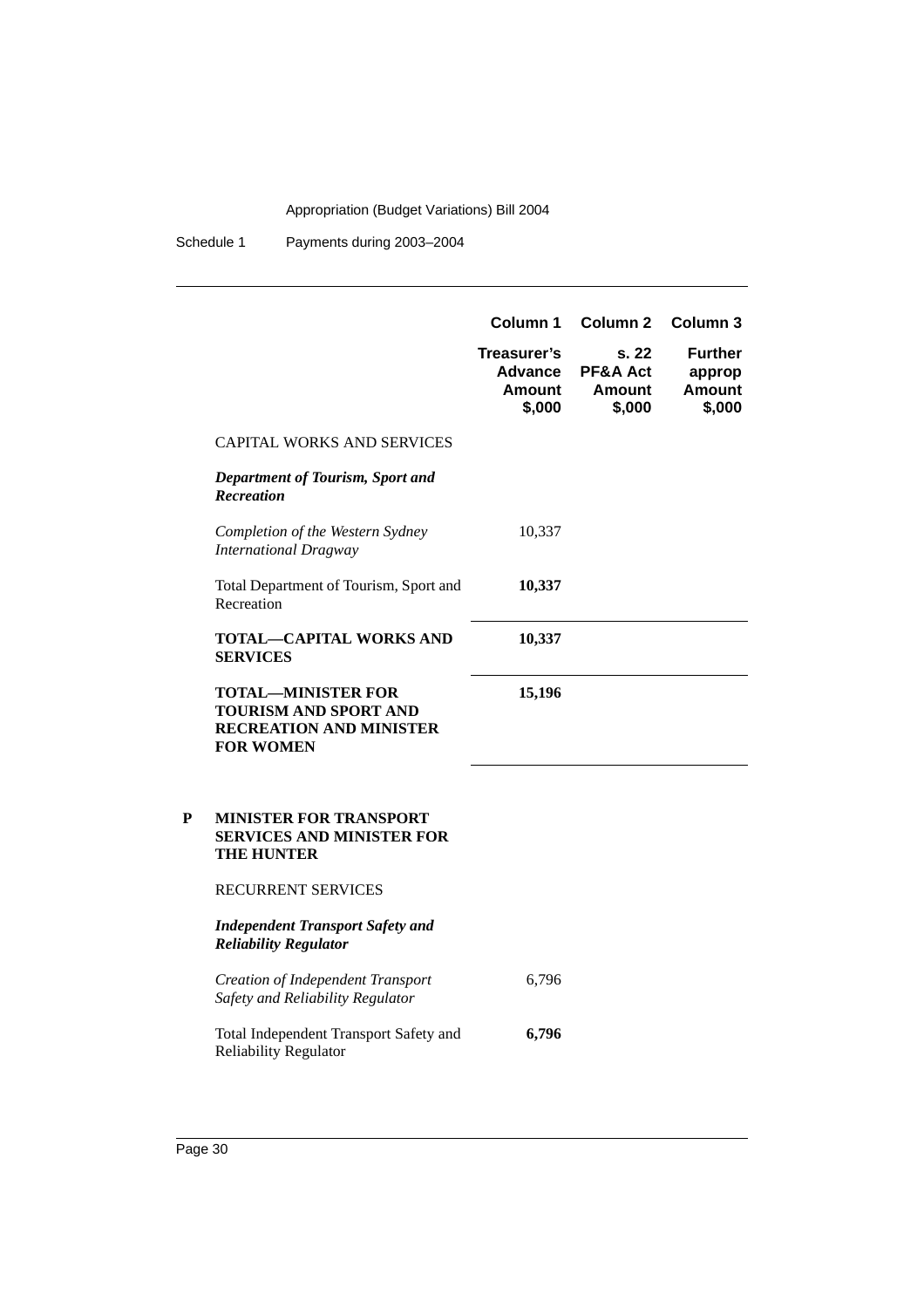| | Column 1 | Column 2 | Column 3 |
|---|---|---|---|
| | **Treasurer's Advance Amount $,000** | **s. 22 PF&A Act Amount $,000** | **Further approp Amount $,000** |
| CAPITAL WORKS AND SERVICES | | | |
| ***Department of Tourism, Sport and Recreation*** | | | |
| *Completion of the Western Sydney International Dragway* | 10,337 | | |
| Total Department of Tourism, Sport and Recreation | **10,337** | | |
| **TOTAL—CAPITAL WORKS AND SERVICES** | **10,337** | | |
| **TOTAL—MINISTER FOR TOURISM AND SPORT AND RECREATION AND MINISTER FOR WOMEN** | **15,196** | | |

**P MINISTER FOR TRANSPORT SERVICES AND MINISTER FOR THE HUNTER**

| | Column 1 | Column 2 | Column 3 |
|---|---|---|---|
| RECURRENT SERVICES | | | |
| ***Independent Transport Safety and Reliability Regulator*** | | | |
| *Creation of Independent Transport Safety and Reliability Regulator* | 6,796 | | |
| Total Independent Transport Safety and Reliability Regulator | **6,796** | | |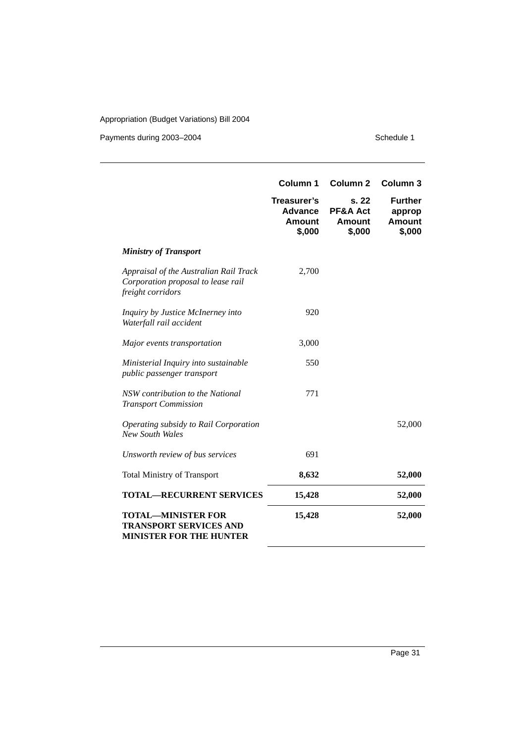| | Column 1 | Column 2 | Column 3 |
|---|---|---|---|
| | **Treasurer's Advance Amount $,000** | **s. 22 PF&A Act Amount $,000** | **Further approp Amount $,000** |
| ***Ministry of Transport*** | | | |
| *Appraisal of the Australian Rail Track Corporation proposal to lease rail freight corridors* | 2,700 | | |
| *Inquiry by Justice McInerney into Waterfall rail accident* | 920 | | |
| *Major events transportation* | 3,000 | | |
| *Ministerial Inquiry into sustainable public passenger transport* | 550 | | |
| *NSW contribution to the National Transport Commission* | 771 | | |
| *Operating subsidy to Rail Corporation New South Wales* | | | 52,000 |
| *Unsworth review of bus services* | 691 | | |
| Total Ministry of Transport | **8,632** | | **52,000** |
| **TOTAL—RECURRENT SERVICES** | **15,428** | | **52,000** |
| **TOTAL—MINISTER FOR TRANSPORT SERVICES AND MINISTER FOR THE HUNTER** | **15,428** | | **52,000** |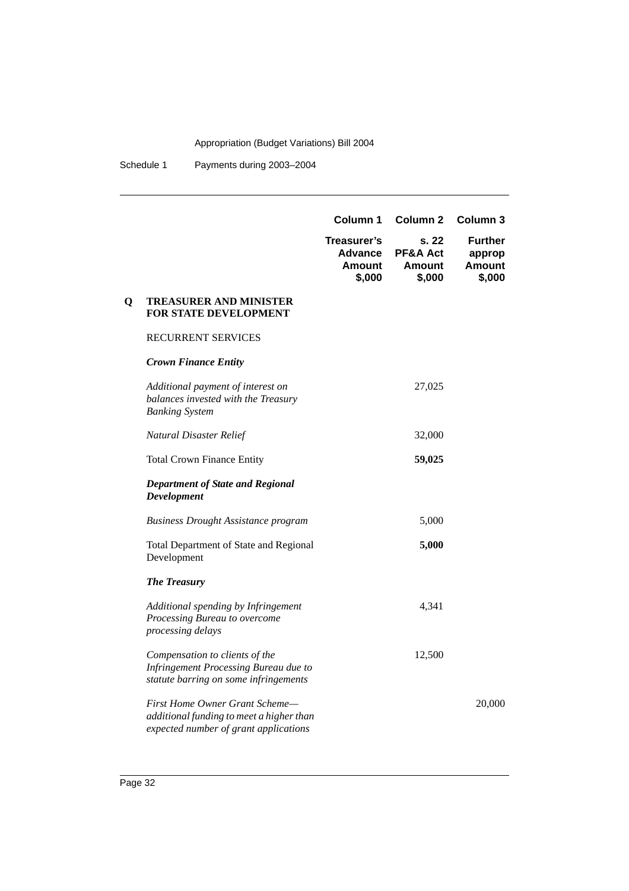| | | Column 1 | Column 2 | Column 3 |
|---|---|---|---|---|
| | | **Treasurer's Advance Amount $,000** | **s. 22 PF&A Act Amount $,000** | **Further approp Amount $,000** |
| **Q** | **TREASURER AND MINISTER FOR STATE DEVELOPMENT** | | | |
| | RECURRENT SERVICES | | | |
| | ***Crown Finance Entity*** | | | |
| | *Additional payment of interest on balances invested with the Treasury Banking System* | | 27,025 | |
| | *Natural Disaster Relief* | | 32,000 | |
| | Total Crown Finance Entity | | **59,025** | |
| | ***Department of State and Regional Development*** | | | |
| | *Business Drought Assistance program* | | 5,000 | |
| | Total Department of State and Regional Development | | **5,000** | |
| | ***The Treasury*** | | | |
| | *Additional spending by Infringement Processing Bureau to overcome processing delays* | | 4,341 | |
| | *Compensation to clients of the Infringement Processing Bureau due to statute barring on some infringements* | | 12,500 | |
| | *First Home Owner Grant Scheme—additional funding to meet a higher than expected number of grant applications* | | | 20,000 |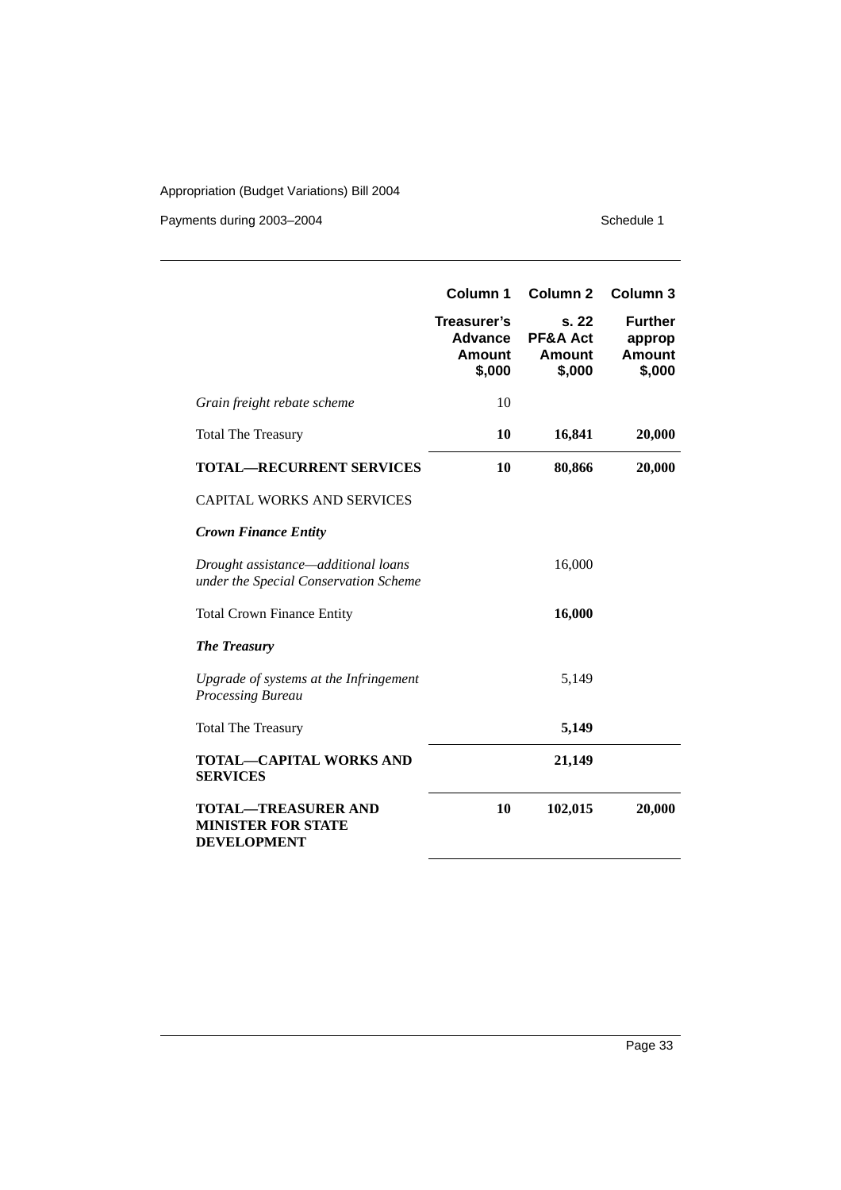|  | Column 1 | Column 2 | Column 3 |
| --- | --- | --- | --- |
|  | **Treasurer's Advance Amount $,000** | **s. 22 PF&A Act Amount $,000** | **Further approp Amount $,000** |
| *Grain freight rebate scheme* | 10 |  |  |
| Total The Treasury | **10** | **16,841** | **20,000** |
| **TOTAL—RECURRENT SERVICES** | **10** | **80,866** | **20,000** |
| CAPITAL WORKS AND SERVICES |  |  |  |
| ***Crown Finance Entity*** |  |  |  |
| *Drought assistance—additional loans under the Special Conservation Scheme* |  | 16,000 |  |
| Total Crown Finance Entity |  | **16,000** |  |
| ***The Treasury*** |  |  |  |
| *Upgrade of systems at the Infringement Processing Bureau* |  | 5,149 |  |
| Total The Treasury |  | **5,149** |  |
| **TOTAL—CAPITAL WORKS AND SERVICES** |  | **21,149** |  |
| **TOTAL—TREASURER AND MINISTER FOR STATE DEVELOPMENT** | **10** | **102,015** | **20,000** |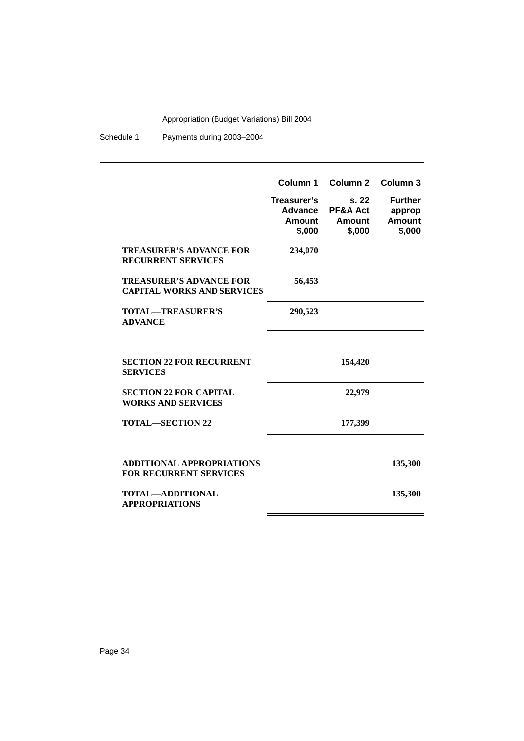|  | Column 1 | Column 2 | Column 3 |
|---|---|---|---|
|  | Treasurer's Advance Amount $,000 | s. 22 PF&A Act Amount $,000 | Further approp Amount $,000 |
| **TREASURER'S ADVANCE FOR RECURRENT SERVICES** | **234,070** |  |  |
| **TREASURER'S ADVANCE FOR CAPITAL WORKS AND SERVICES** | **56,453** |  |  |
| **TOTAL—TREASURER'S ADVANCE** | **290,523** |  |  |
| **SECTION 22 FOR RECURRENT SERVICES** |  | **154,420** |  |
| **SECTION 22 FOR CAPITAL WORKS AND SERVICES** |  | **22,979** |  |
| **TOTAL—SECTION 22** |  | **177,399** |  |
| **ADDITIONAL APPROPRIATIONS FOR RECURRENT SERVICES** |  |  | **135,300** |
| **TOTAL—ADDITIONAL APPROPRIATIONS** |  |  | **135,300** |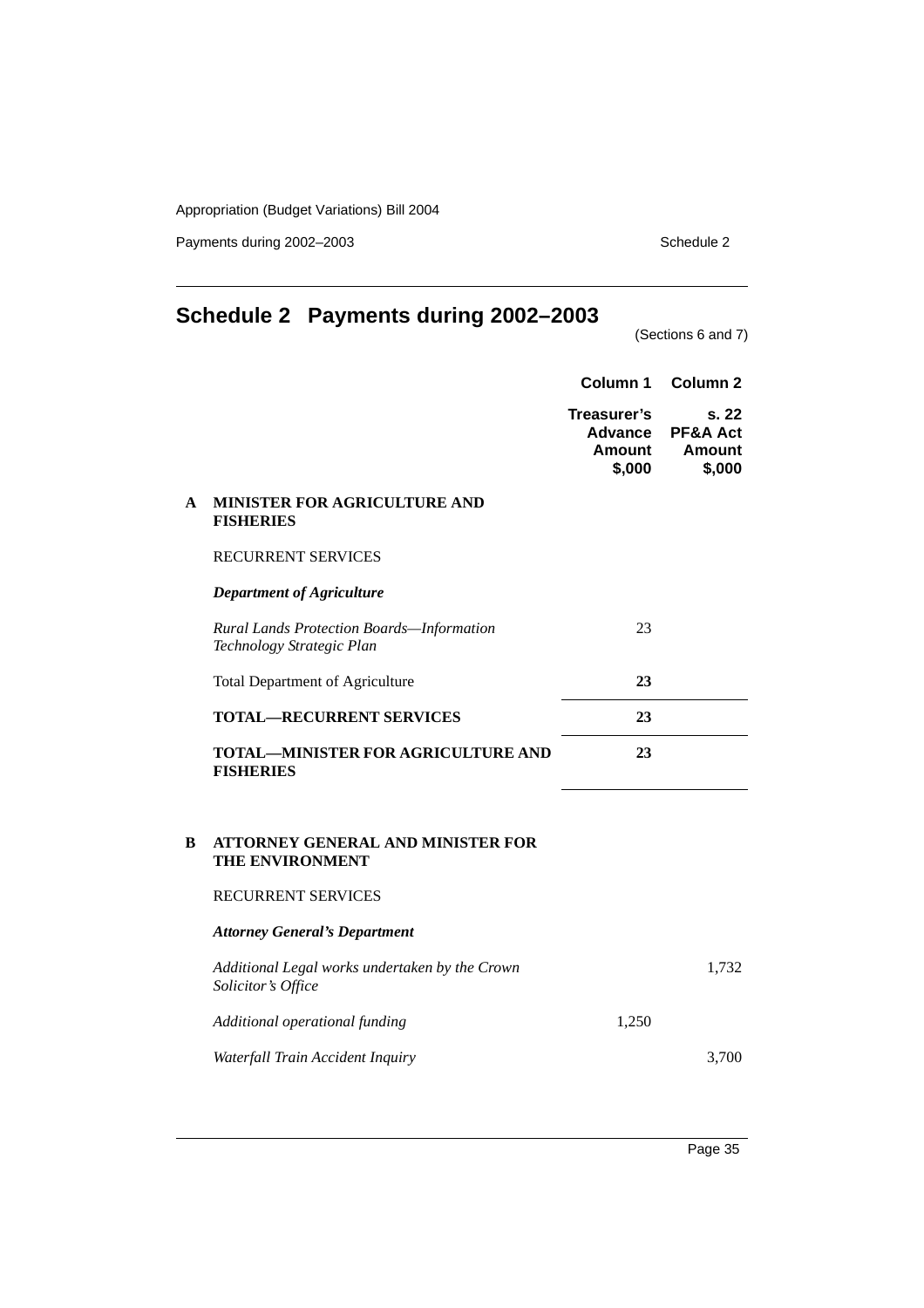# Schedule 2 Payments during 2002–2003

(Sections 6 and 7)

| | | Column 1 | Column 2 |
|---|---|---|---|
| | | **Treasurer's Advance Amount $,000** | **s. 22 PF&A Act Amount $,000** |
| **A** | **MINISTER FOR AGRICULTURE AND FISHERIES** | | |
| | RECURRENT SERVICES | | |
| | ***Department of Agriculture*** | | |
| | *Rural Lands Protection Boards—Information Technology Strategic Plan* | 23 | |
| | Total Department of Agriculture | **23** | |
| | **TOTAL—RECURRENT SERVICES** | **23** | |
| | **TOTAL—MINISTER FOR AGRICULTURE AND FISHERIES** | **23** | |
| **B** | **ATTORNEY GENERAL AND MINISTER FOR THE ENVIRONMENT** | | |
| | RECURRENT SERVICES | | |
| | ***Attorney General's Department*** | | |
| | *Additional Legal works undertaken by the Crown Solicitor's Office* | | 1,732 |
| | *Additional operational funding* | 1,250 | |
| | *Waterfall Train Accident Inquiry* | | 3,700 |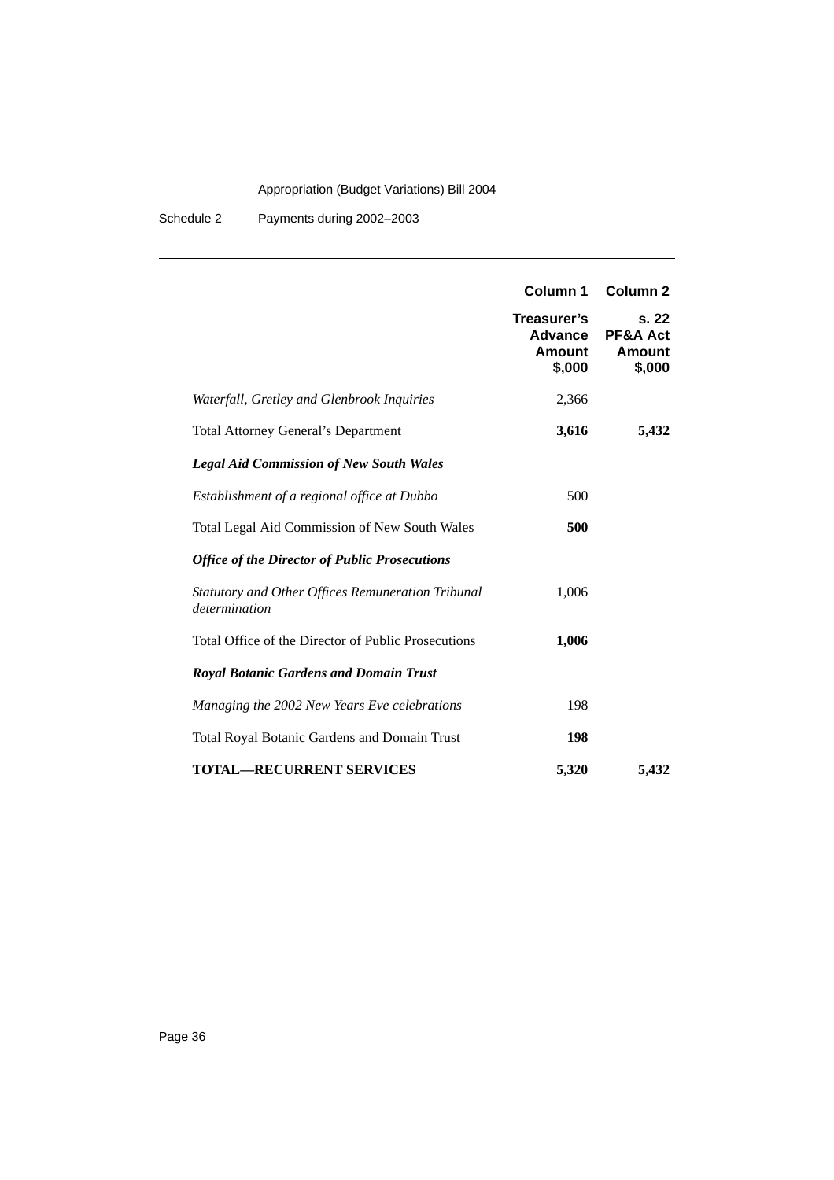| | Column 1 | Column 2 |
|---|---|---|
| | **Treasurer's Advance Amount \$,000** | **s. 22 PF&A Act Amount \$,000** |
| *Waterfall, Gretley and Glenbrook Inquiries* | 2,366 | |
| Total Attorney General's Department | **3,616** | **5,432** |
| ***Legal Aid Commission of New South Wales*** | | |
| *Establishment of a regional office at Dubbo* | 500 | |
| Total Legal Aid Commission of New South Wales | **500** | |
| ***Office of the Director of Public Prosecutions*** | | |
| *Statutory and Other Offices Remuneration Tribunal determination* | 1,006 | |
| Total Office of the Director of Public Prosecutions | **1,006** | |
| ***Royal Botanic Gardens and Domain Trust*** | | |
| *Managing the 2002 New Years Eve celebrations* | 198 | |
| Total Royal Botanic Gardens and Domain Trust | **198** | |
| **TOTAL—RECURRENT SERVICES** | **5,320** | **5,432** |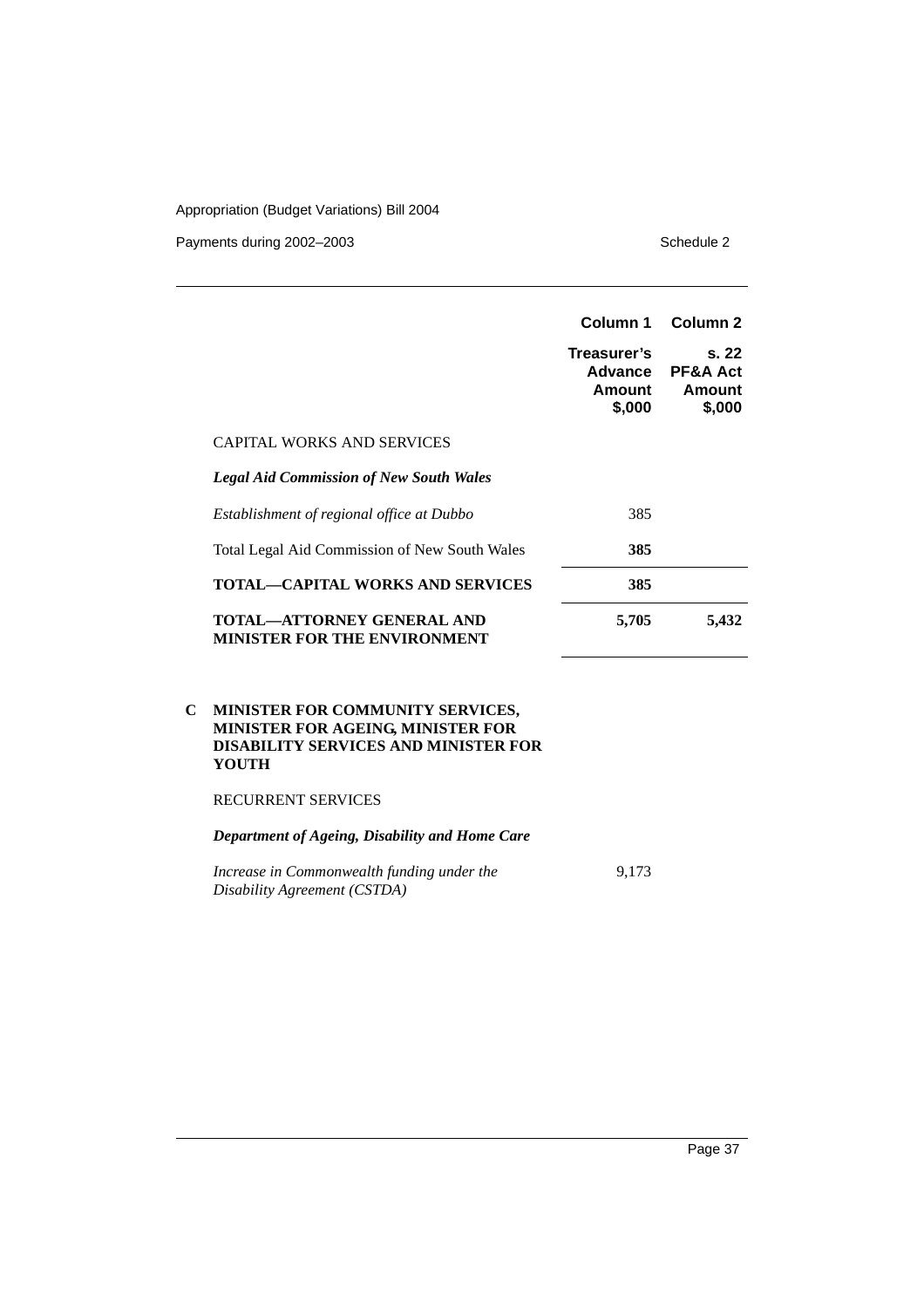| | Column 1 Treasurer's Advance Amount $,000 | Column 2 s. 22 PF&A Act Amount $,000 |
|---|---|---|
| CAPITAL WORKS AND SERVICES | | |
| ***Legal Aid Commission of New South Wales*** | | |
| *Establishment of regional office at Dubbo* | 385 | |
| Total Legal Aid Commission of New South Wales | **385** | |
| **TOTAL—CAPITAL WORKS AND SERVICES** | **385** | |
| **TOTAL—ATTORNEY GENERAL AND MINISTER FOR THE ENVIRONMENT** | **5,705** | **5,432** |

**C MINISTER FOR COMMUNITY SERVICES, MINISTER FOR AGEING, MINISTER FOR DISABILITY SERVICES AND MINISTER FOR YOUTH**

| | Column 1 Treasurer's Advance Amount $,000 | Column 2 s. 22 PF&A Act Amount $,000 |
|---|---|---|
| RECURRENT SERVICES | | |
| ***Department of Ageing, Disability and Home Care*** | | |
| *Increase in Commonwealth funding under the Disability Agreement (CSTDA)* | 9,173 | |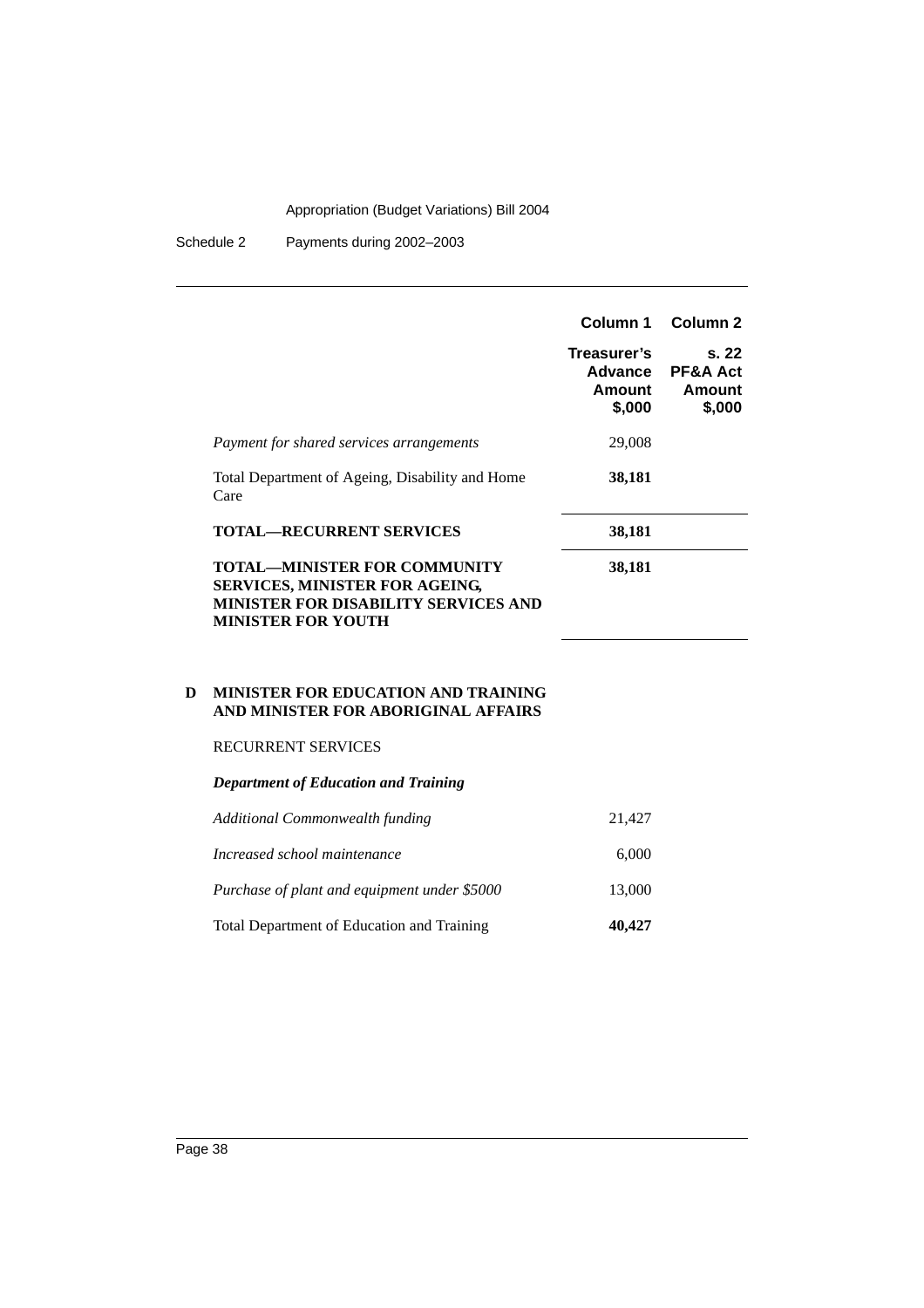| | Column 1 | Column 2 |
|---|---|---|
| | Treasurer's Advance Amount $,000 | s. 22 PF&A Act Amount $,000 |
| *Payment for shared services arrangements* | 29,008 | |
| Total Department of Ageing, Disability and Home Care | **38,181** | |
| **TOTAL—RECURRENT SERVICES** | **38,181** | |
| **TOTAL—MINISTER FOR COMMUNITY SERVICES, MINISTER FOR AGEING, MINISTER FOR DISABILITY SERVICES AND MINISTER FOR YOUTH** | **38,181** | |

**D MINISTER FOR EDUCATION AND TRAINING AND MINISTER FOR ABORIGINAL AFFAIRS**

RECURRENT SERVICES

***Department of Education and Training***

| | Column 1 | Column 2 |
|---|---|---|
| *Additional Commonwealth funding* | 21,427 | |
| *Increased school maintenance* | 6,000 | |
| *Purchase of plant and equipment under $5000* | 13,000 | |
| Total Department of Education and Training | **40,427** | |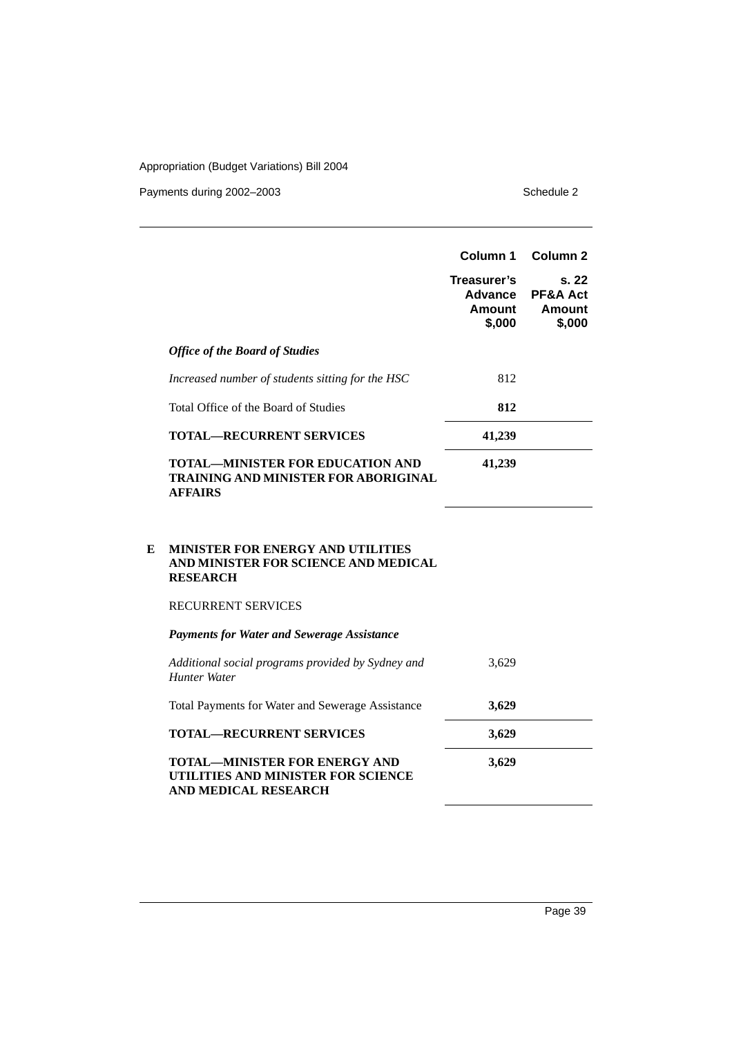| | Column 1 | Column 2 |
|---|---|---|
| | Treasurer's Advance Amount $,000 | s. 22 PF&A Act Amount $,000 |
| ***Office of the Board of Studies*** | | |
| *Increased number of students sitting for the HSC* | 812 | |
| Total Office of the Board of Studies | **812** | |
| **TOTAL—RECURRENT SERVICES** | **41,239** | |
| **TOTAL—MINISTER FOR EDUCATION AND TRAINING AND MINISTER FOR ABORIGINAL AFFAIRS** | **41,239** | |

**E MINISTER FOR ENERGY AND UTILITIES AND MINISTER FOR SCIENCE AND MEDICAL RESEARCH**

| | Column 1 | Column 2 |
|---|---|---|
| RECURRENT SERVICES | | |
| ***Payments for Water and Sewerage Assistance*** | | |
| *Additional social programs provided by Sydney and Hunter Water* | 3,629 | |
| Total Payments for Water and Sewerage Assistance | **3,629** | |
| **TOTAL—RECURRENT SERVICES** | **3,629** | |
| **TOTAL—MINISTER FOR ENERGY AND UTILITIES AND MINISTER FOR SCIENCE AND MEDICAL RESEARCH** | **3,629** | |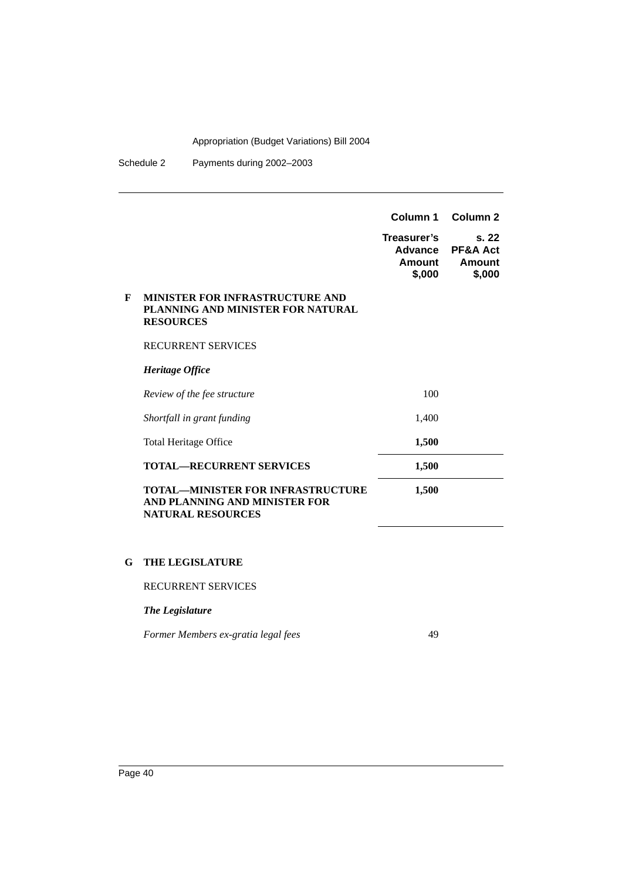| | Column 1 | Column 2 |
|---|---|---|
| | Treasurer's Advance Amount $,000 | s. 22 PF&A Act Amount $,000 |
| **F MINISTER FOR INFRASTRUCTURE AND PLANNING AND MINISTER FOR NATURAL RESOURCES** | | |
| RECURRENT SERVICES | | |
| ***Heritage Office*** | | |
| *Review of the fee structure* | 100 | |
| *Shortfall in grant funding* | 1,400 | |
| Total Heritage Office | **1,500** | |
| **TOTAL—RECURRENT SERVICES** | **1,500** | |
| **TOTAL—MINISTER FOR INFRASTRUCTURE AND PLANNING AND MINISTER FOR NATURAL RESOURCES** | **1,500** | |
| **G THE LEGISLATURE** | | |
| RECURRENT SERVICES | | |
| ***The Legislature*** | | |
| *Former Members ex-gratia legal fees* | 49 | |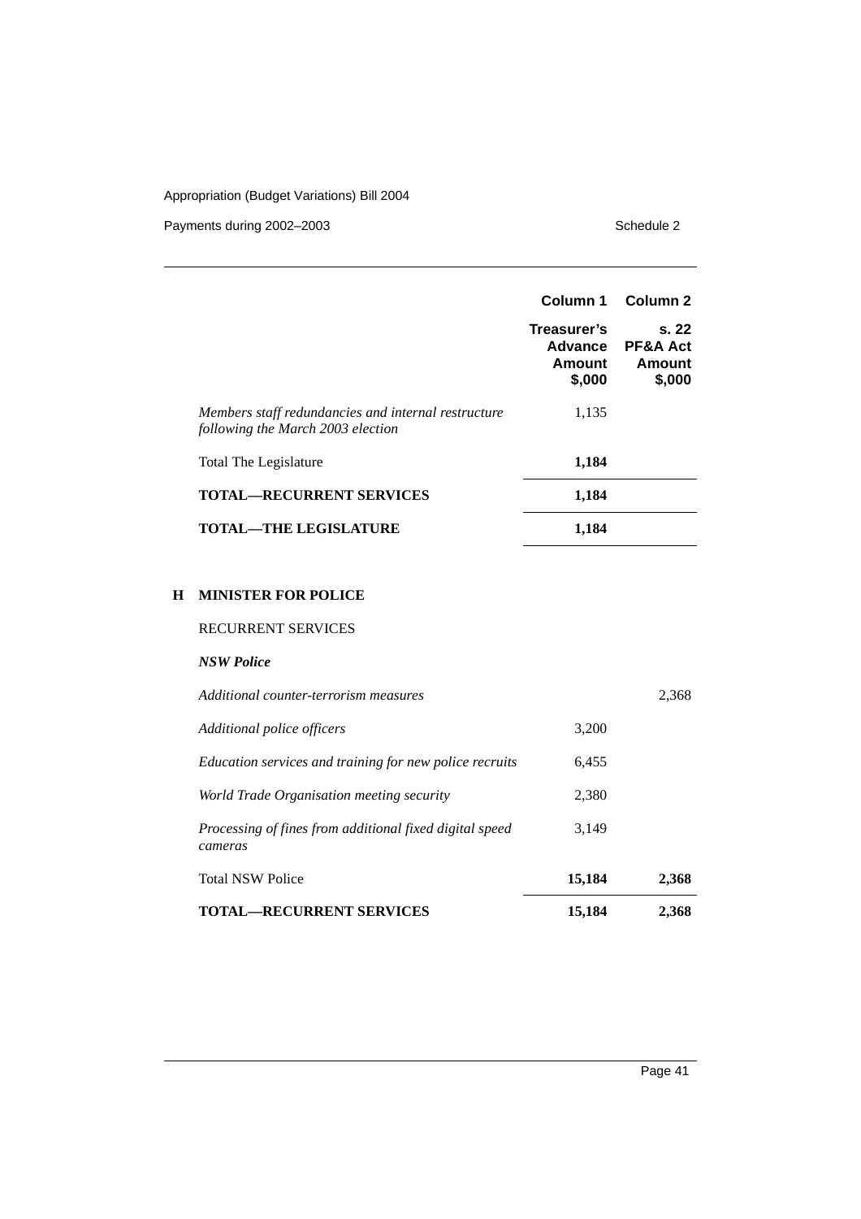| | Column 1 | Column 2 |
|---|---|---|
| | Treasurer's Advance Amount $,000 | s. 22 PF&A Act Amount $,000 |
| *Members staff redundancies and internal restructure following the March 2003 election* | 1,135 | |
| Total The Legislature | **1,184** | |
| **TOTAL—RECURRENT SERVICES** | **1,184** | |
| **TOTAL—THE LEGISLATURE** | **1,184** | |

**H MINISTER FOR POLICE**

RECURRENT SERVICES

***NSW Police***

| | Column 1 | Column 2 |
|---|---|---|
| *Additional counter-terrorism measures* | | 2,368 |
| *Additional police officers* | 3,200 | |
| *Education services and training for new police recruits* | 6,455 | |
| *World Trade Organisation meeting security* | 2,380 | |
| *Processing of fines from additional fixed digital speed cameras* | 3,149 | |
| Total NSW Police | **15,184** | **2,368** |
| **TOTAL—RECURRENT SERVICES** | **15,184** | **2,368** |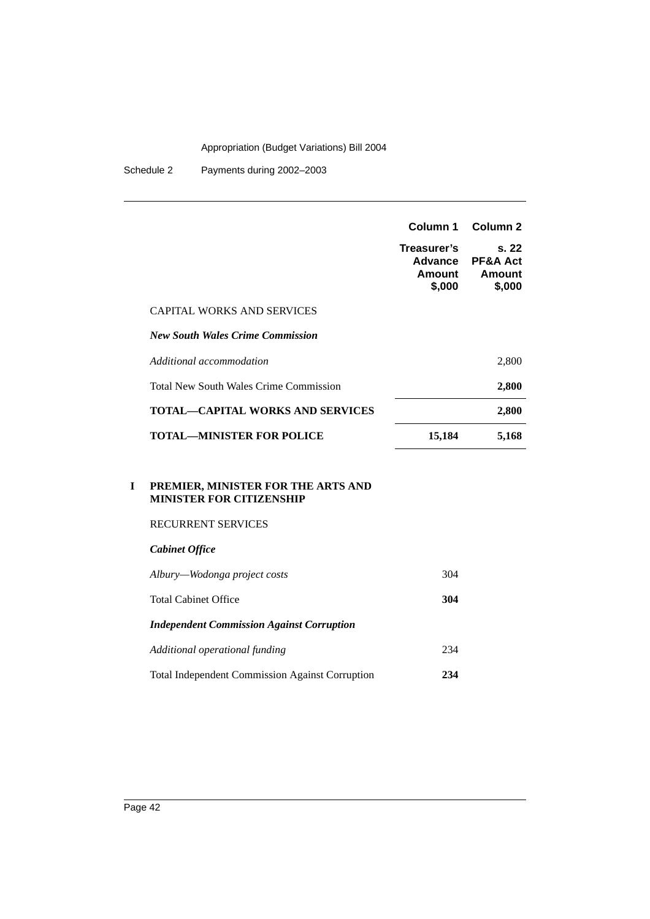| | Column 1 Treasurer's Advance Amount \$,000 | Column 2 s. 22 PF&A Act Amount \$,000 |
|---|---|---|
| CAPITAL WORKS AND SERVICES | | |
| ***New South Wales Crime Commission*** | | |
| *Additional accommodation* | | 2,800 |
| Total New South Wales Crime Commission | | **2,800** |
| **TOTAL—CAPITAL WORKS AND SERVICES** | | **2,800** |
| **TOTAL—MINISTER FOR POLICE** | **15,184** | **5,168** |

## I PREMIER, MINISTER FOR THE ARTS AND MINISTER FOR CITIZENSHIP

| | Column 1 | Column 2 |
|---|---|---|
| RECURRENT SERVICES | | |
| ***Cabinet Office*** | | |
| *Albury—Wodonga project costs* | 304 | |
| Total Cabinet Office | **304** | |
| ***Independent Commission Against Corruption*** | | |
| *Additional operational funding* | 234 | |
| Total Independent Commission Against Corruption | **234** | |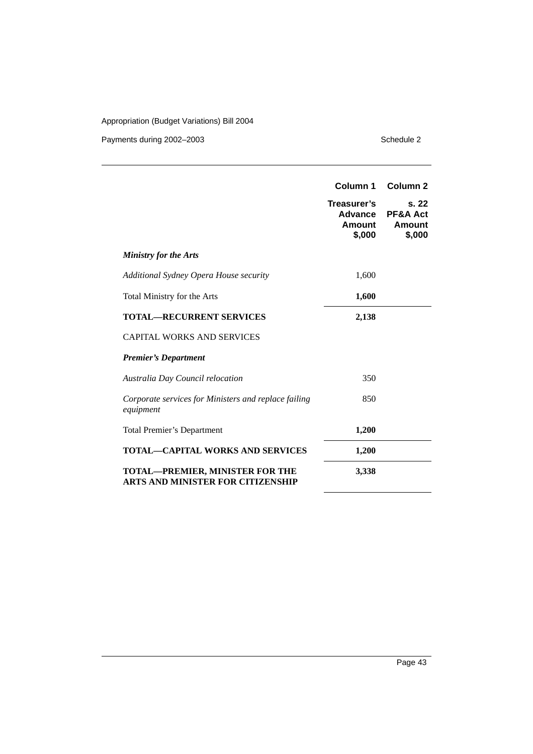| | Column 1 | Column 2 |
|---|---|---|
| | **Treasurer's Advance Amount $,000** | **s. 22 PF&A Act Amount $,000** |
| ***Ministry for the Arts*** | | |
| *Additional Sydney Opera House security* | 1,600 | |
| Total Ministry for the Arts | **1,600** | |
| **TOTAL—RECURRENT SERVICES** | **2,138** | |
| CAPITAL WORKS AND SERVICES | | |
| ***Premier's Department*** | | |
| *Australia Day Council relocation* | 350 | |
| *Corporate services for Ministers and replace failing equipment* | 850 | |
| Total Premier's Department | **1,200** | |
| **TOTAL—CAPITAL WORKS AND SERVICES** | **1,200** | |
| **TOTAL—PREMIER, MINISTER FOR THE ARTS AND MINISTER FOR CITIZENSHIP** | **3,338** | |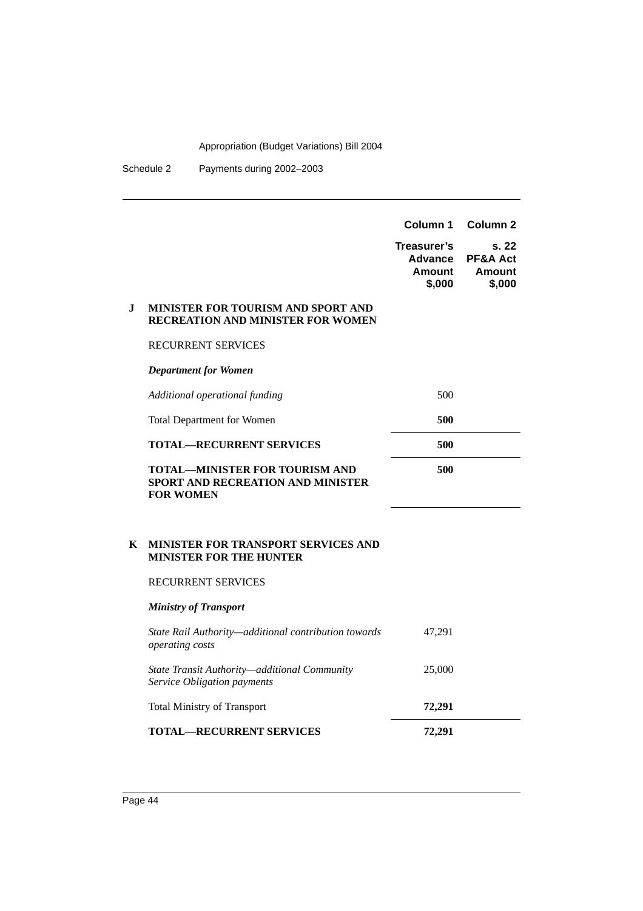| | | Column 1 | Column 2 |
|---|---|---|---|
| | | **Treasurer's Advance Amount $,000** | **s. 22 PF&A Act Amount $,000** |
| **J** | **MINISTER FOR TOURISM AND SPORT AND RECREATION AND MINISTER FOR WOMEN** | | |
| | RECURRENT SERVICES | | |
| | ***Department for Women*** | | |
| | *Additional operational funding* | 500 | |
| | Total Department for Women | **500** | |
| | **TOTAL—RECURRENT SERVICES** | **500** | |
| | **TOTAL—MINISTER FOR TOURISM AND SPORT AND RECREATION AND MINISTER FOR WOMEN** | **500** | |
| **K** | **MINISTER FOR TRANSPORT SERVICES AND MINISTER FOR THE HUNTER** | | |
| | RECURRENT SERVICES | | |
| | ***Ministry of Transport*** | | |
| | *State Rail Authority—additional contribution towards operating costs* | 47,291 | |
| | *State Transit Authority—additional Community Service Obligation payments* | 25,000 | |
| | Total Ministry of Transport | **72,291** | |
| | **TOTAL—RECURRENT SERVICES** | **72,291** | |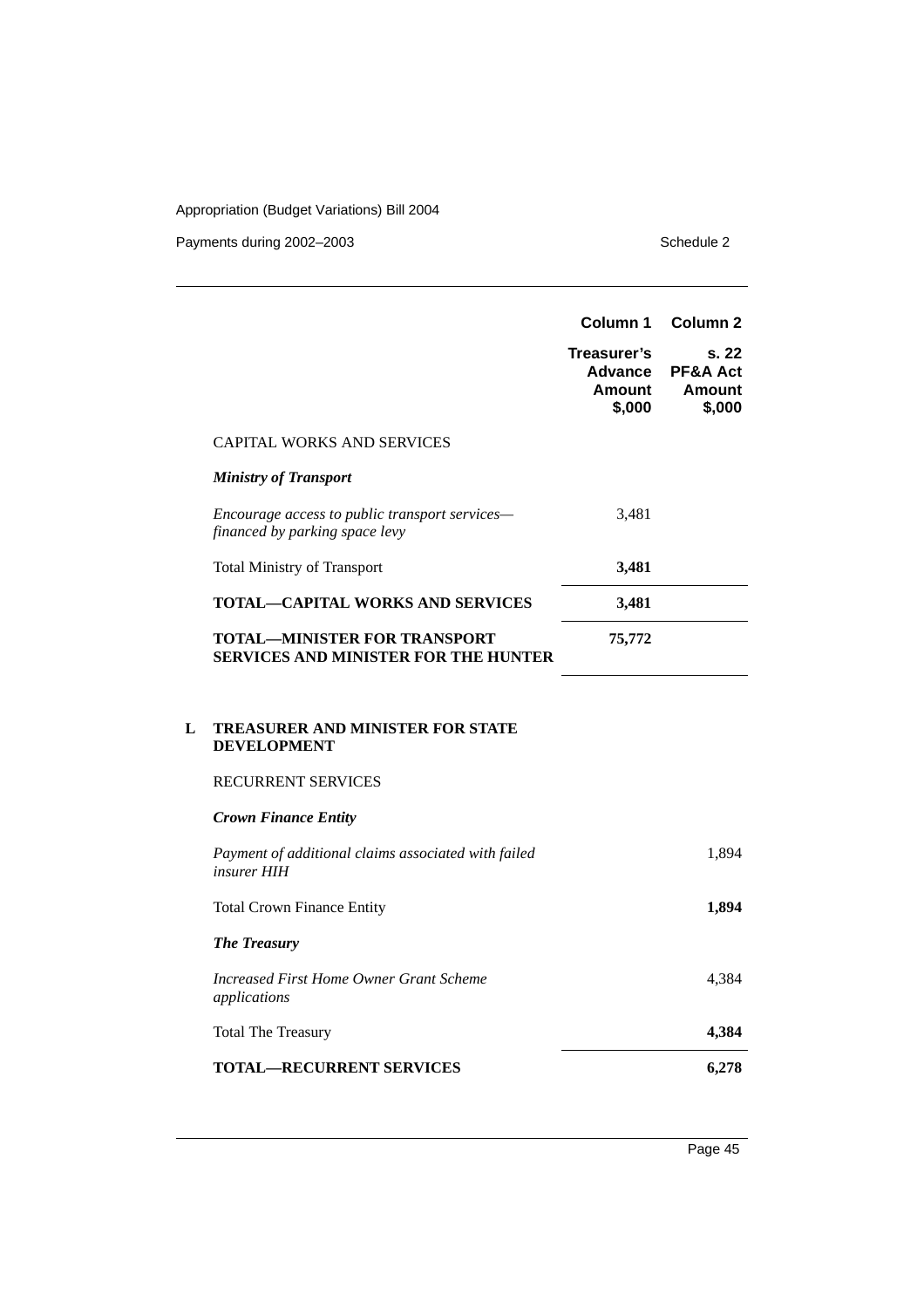| | Column 1 | Column 2 |
|---|---|---|
| | Treasurer's Advance Amount $,000 | s. 22 PF&A Act Amount $,000 |
| CAPITAL WORKS AND SERVICES | | |
| ***Ministry of Transport*** | | |
| *Encourage access to public transport services—financed by parking space levy* | 3,481 | |
| Total Ministry of Transport | **3,481** | |
| **TOTAL—CAPITAL WORKS AND SERVICES** | **3,481** | |
| **TOTAL—MINISTER FOR TRANSPORT SERVICES AND MINISTER FOR THE HUNTER** | **75,772** | |

**L TREASURER AND MINISTER FOR STATE DEVELOPMENT**

| | Column 1 | Column 2 |
|---|---|---|
| RECURRENT SERVICES | | |
| ***Crown Finance Entity*** | | |
| *Payment of additional claims associated with failed insurer HIH* | | 1,894 |
| Total Crown Finance Entity | | **1,894** |
| ***The Treasury*** | | |
| *Increased First Home Owner Grant Scheme applications* | | 4,384 |
| Total The Treasury | | **4,384** |
| **TOTAL—RECURRENT SERVICES** | | **6,278** |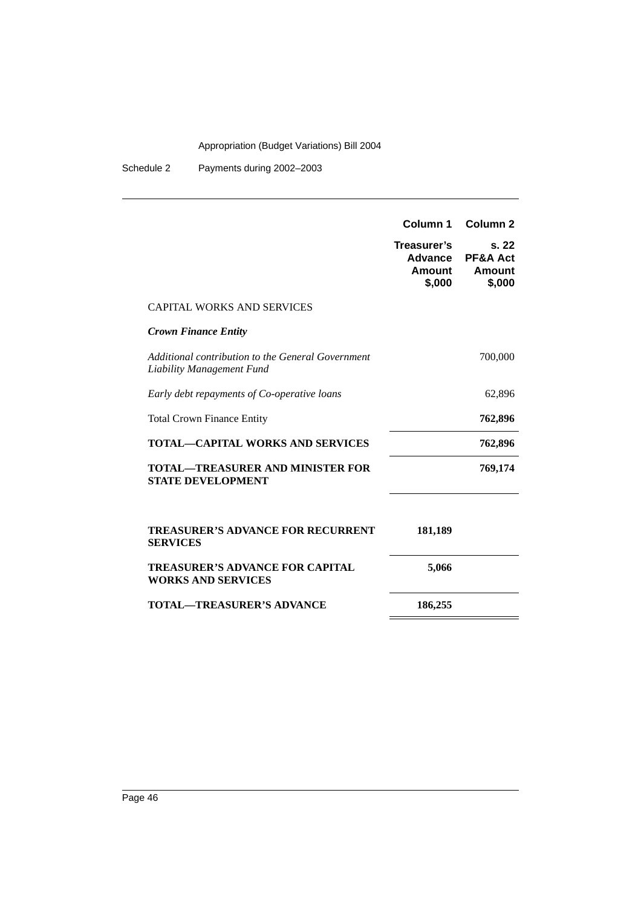| | Column 1 | Column 2 |
|---|---|---|
| | Treasurer's Advance Amount $,000 | s. 22 PF&A Act Amount $,000 |
| CAPITAL WORKS AND SERVICES | | |
| ***Crown Finance Entity*** | | |
| *Additional contribution to the General Government Liability Management Fund* | | 700,000 |
| *Early debt repayments of Co-operative loans* | | 62,896 |
| Total Crown Finance Entity | | **762,896** |
| **TOTAL—CAPITAL WORKS AND SERVICES** | | **762,896** |
| **TOTAL—TREASURER AND MINISTER FOR STATE DEVELOPMENT** | | **769,174** |
| **TREASURER'S ADVANCE FOR RECURRENT SERVICES** | **181,189** | |
| **TREASURER'S ADVANCE FOR CAPITAL WORKS AND SERVICES** | **5,066** | |
| **TOTAL—TREASURER'S ADVANCE** | **186,255** | |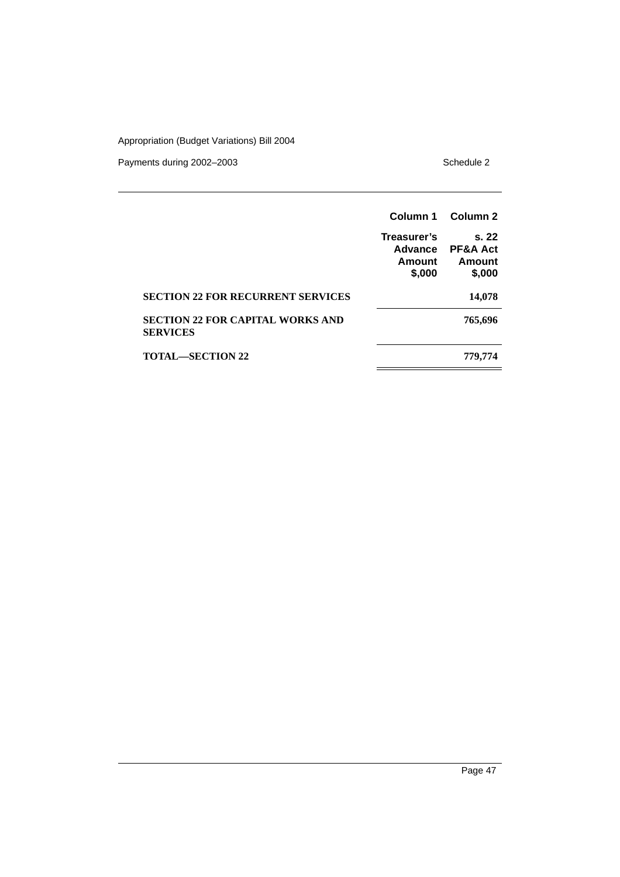| | Column 1 | Column 2 |
|---|---|---|
| | Treasurer's Advance Amount $,000 | s. 22 PF&A Act Amount $,000 |
| **SECTION 22 FOR RECURRENT SERVICES** | | **14,078** |
| **SECTION 22 FOR CAPITAL WORKS AND SERVICES** | | **765,696** |
| **TOTAL—SECTION 22** | | **779,774** |